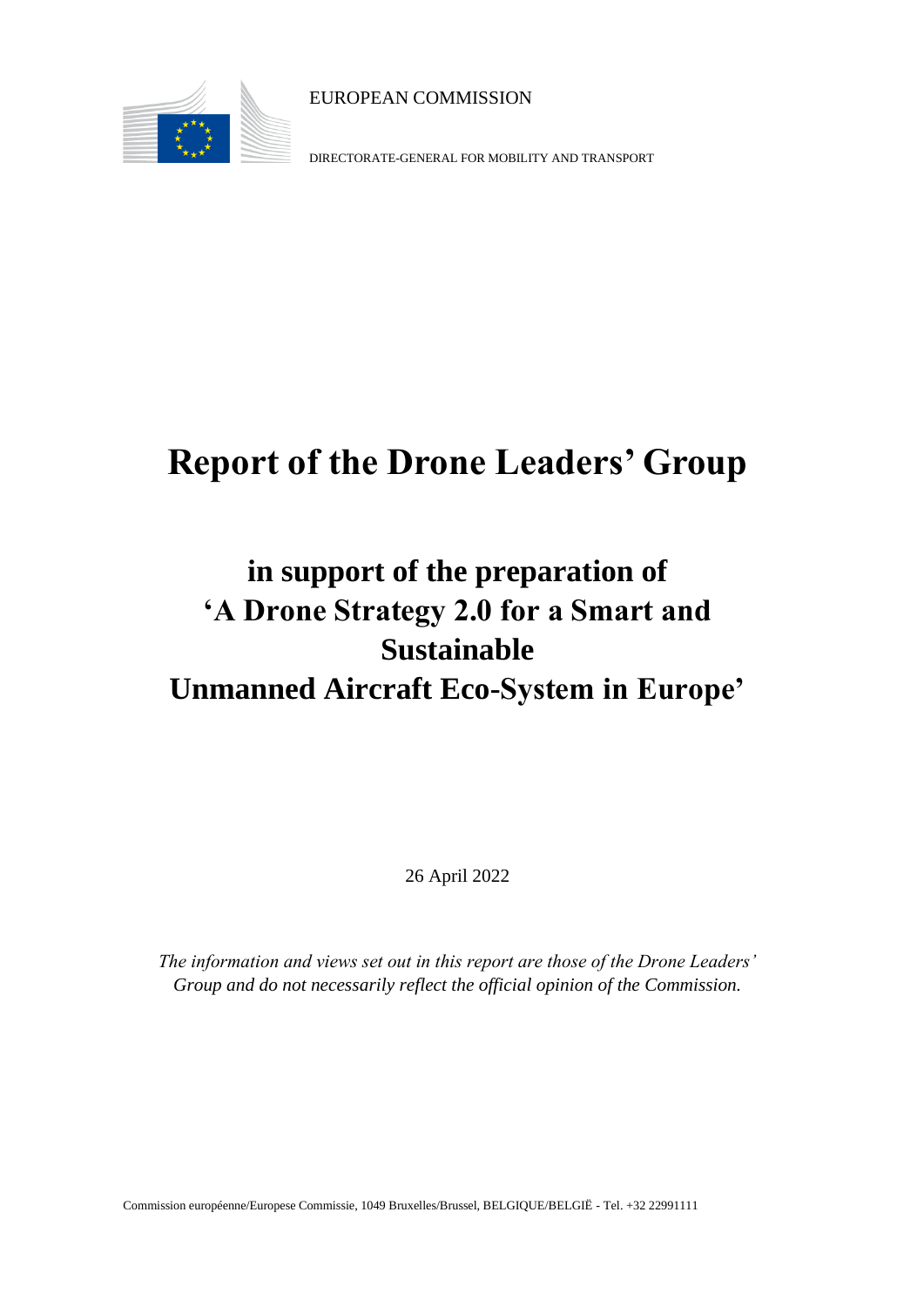EUROPEAN COMMISSION

DIRECTORATE-GENERAL FOR MOBILITY AND TRANSPORT

# Report of the Drone Leaders' Group

## in support of the preparation of 'A Drone Strategy 2.0 for a Smart and Sustainable Unmanned Aircraft Eco-System in Europe'

26 April 2022

*The information and views set out in this report are those of the Drone Leaders' Group and do not necessarily reflect the official opinion of the Commission.*

Commission européenne/Europese Commissie, 1049 Bruxelles/Brussel, BELGIQUE/BELGIË - Tel. +32 22991111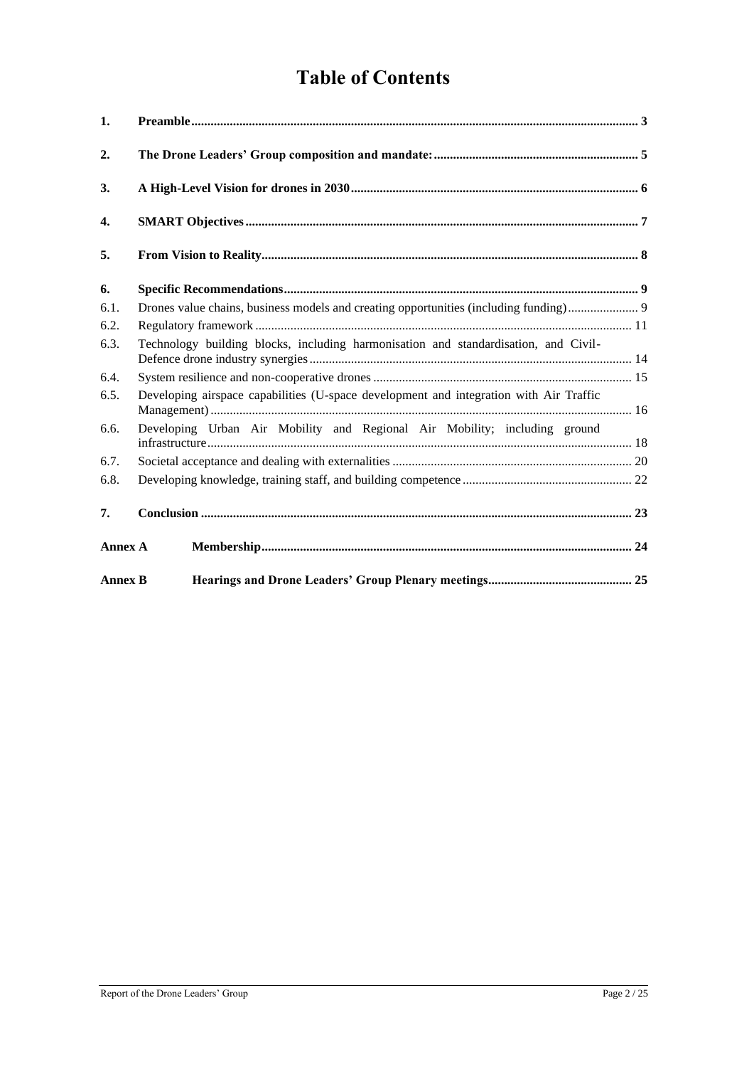# Table of Contents

1. **Preamble** .......... 3
2. **The Drone Leaders' Group composition and mandate:** .......... 5
3. **A High-Level Vision for drones in 2030** .......... 6
4. **SMART Objectives** .......... 7
5. **From Vision to Reality** .......... 8
6. **Specific Recommendations** .......... 9
   - 6.1. Drones value chains, business models and creating opportunities (including funding) .......... 9
   - 6.2. Regulatory framework .......... 11
   - 6.3. Technology building blocks, including harmonisation and standardisation, and Civil-Defence drone industry synergies .......... 14
   - 6.4. System resilience and non-cooperative drones .......... 15
   - 6.5. Developing airspace capabilities (U-space development and integration with Air Traffic Management) .......... 16
   - 6.6. Developing Urban Air Mobility and Regional Air Mobility; including ground infrastructure .......... 18
   - 6.7. Societal acceptance and dealing with externalities .......... 20
   - 6.8. Developing knowledge, training staff, and building competence .......... 22
7. **Conclusion** .......... 23

**Annex A** **Membership** .......... 24

**Annex B** **Hearings and Drone Leaders' Group Plenary meetings** .......... 25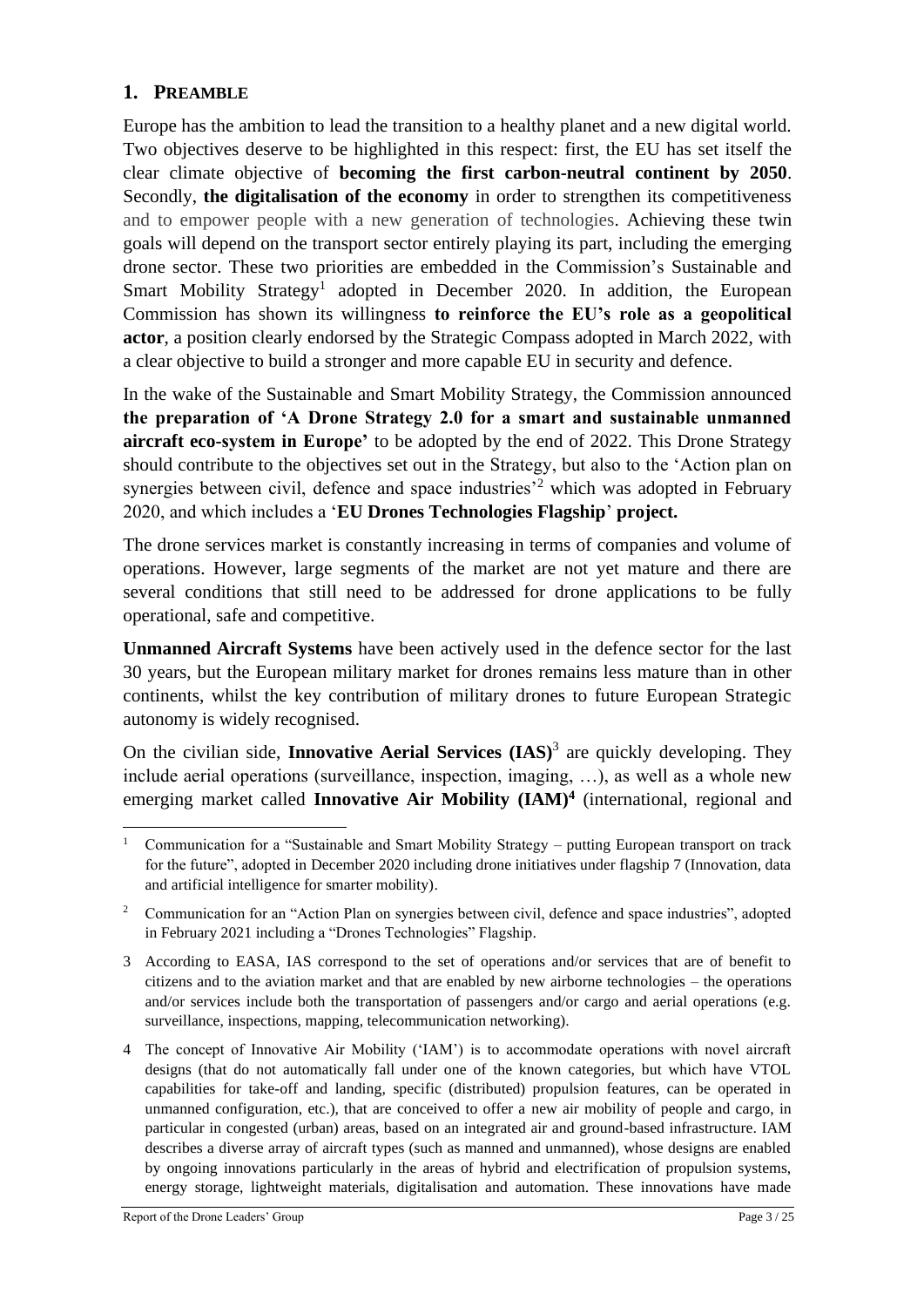## 1. PREAMBLE

Europe has the ambition to lead the transition to a healthy planet and a new digital world. Two objectives deserve to be highlighted in this respect: first, the EU has set itself the clear climate objective of **becoming the first carbon-neutral continent by 2050**. Secondly, **the digitalisation of the economy** in order to strengthen its competitiveness and to empower people with a new generation of technologies. Achieving these twin goals will depend on the transport sector entirely playing its part, including the emerging drone sector. These two priorities are embedded in the Commission's Sustainable and Smart Mobility Strategy[1] adopted in December 2020. In addition, the European Commission has shown its willingness **to reinforce the EU's role as a geopolitical actor**, a position clearly endorsed by the Strategic Compass adopted in March 2022, with a clear objective to build a stronger and more capable EU in security and defence.

In the wake of the Sustainable and Smart Mobility Strategy, the Commission announced **the preparation of 'A Drone Strategy 2.0 for a smart and sustainable unmanned aircraft eco-system in Europe'** to be adopted by the end of 2022. This Drone Strategy should contribute to the objectives set out in the Strategy, but also to the 'Action plan on synergies between civil, defence and space industries'[2] which was adopted in February 2020, and which includes a '**EU Drones Technologies Flagship**' **project.**

The drone services market is constantly increasing in terms of companies and volume of operations. However, large segments of the market are not yet mature and there are several conditions that still need to be addressed for drone applications to be fully operational, safe and competitive.

**Unmanned Aircraft Systems** have been actively used in the defence sector for the last 30 years, but the European military market for drones remains less mature than in other continents, whilst the key contribution of military drones to future European Strategic autonomy is widely recognised.

On the civilian side, **Innovative Aerial Services (IAS)**[3] are quickly developing. They include aerial operations (surveillance, inspection, imaging, …), as well as a whole new emerging market called **Innovative Air Mobility (IAM)[4]** (international, regional and

---

[1] Communication for a "Sustainable and Smart Mobility Strategy – putting European transport on track for the future", adopted in December 2020 including drone initiatives under flagship 7 (Innovation, data and artificial intelligence for smarter mobility).

[2] Communication for an "Action Plan on synergies between civil, defence and space industries", adopted in February 2021 including a "Drones Technologies" Flagship.

3 According to EASA, IAS correspond to the set of operations and/or services that are of benefit to citizens and to the aviation market and that are enabled by new airborne technologies – the operations and/or services include both the transportation of passengers and/or cargo and aerial operations (e.g. surveillance, inspections, mapping, telecommunication networking).

4 The concept of Innovative Air Mobility ('IAM') is to accommodate operations with novel aircraft designs (that do not automatically fall under one of the known categories, but which have VTOL capabilities for take-off and landing, specific (distributed) propulsion features, can be operated in unmanned configuration, etc.), that are conceived to offer a new air mobility of people and cargo, in particular in congested (urban) areas, based on an integrated air and ground-based infrastructure. IAM describes a diverse array of aircraft types (such as manned and unmanned), whose designs are enabled by ongoing innovations particularly in the areas of hybrid and electrification of propulsion systems, energy storage, lightweight materials, digitalisation and automation. These innovations have made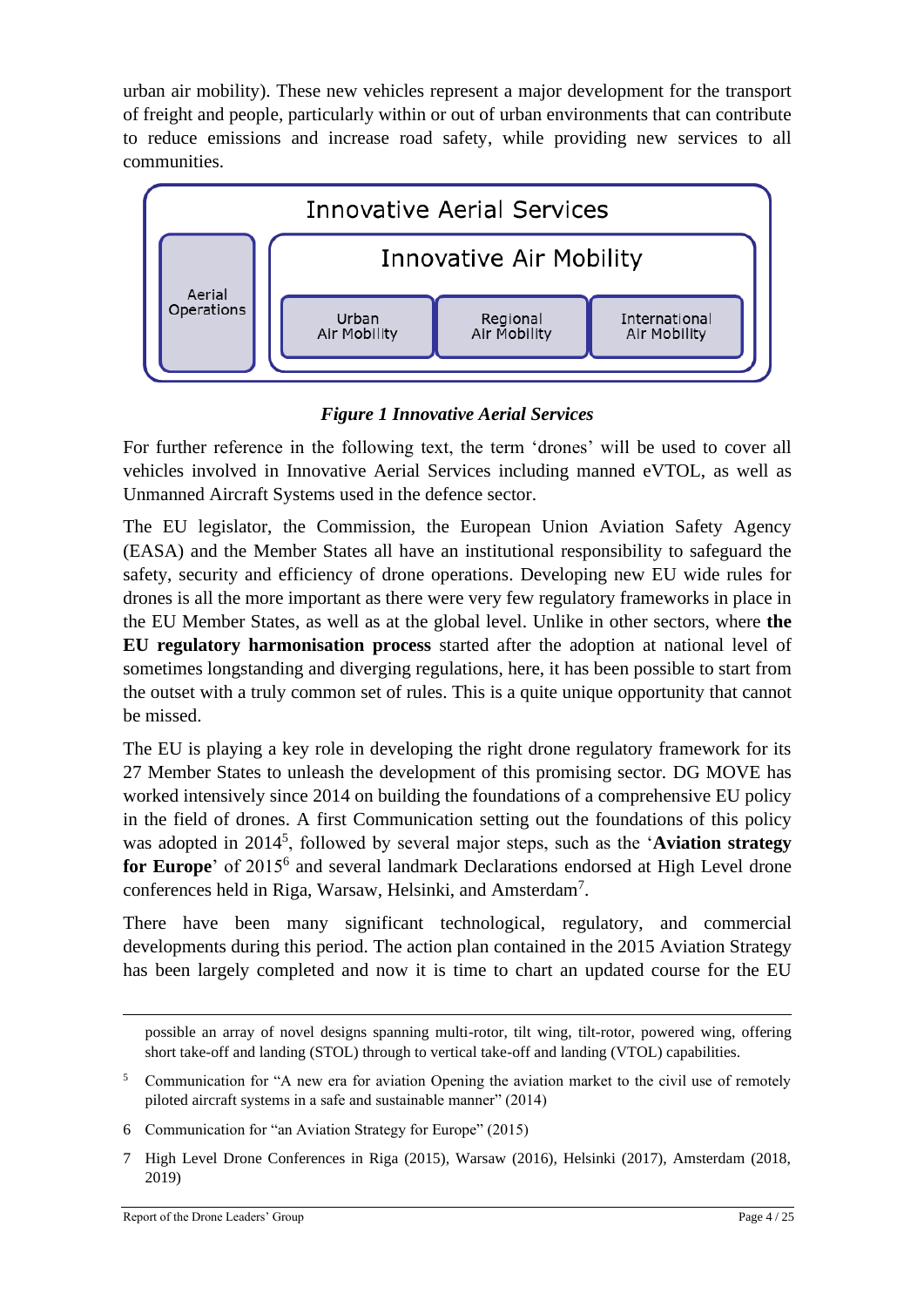urban air mobility). These new vehicles represent a major development for the transport of freight and people, particularly within or out of urban environments that can contribute to reduce emissions and increase road safety, while providing new services to all communities.

Innovative Aerial Services

Aerial Operations

Innovative Air Mobility

Urban Air Mobility | Regional Air Mobility | International Air Mobility

***Figure 1 Innovative Aerial Services***

For further reference in the following text, the term 'drones' will be used to cover all vehicles involved in Innovative Aerial Services including manned eVTOL, as well as Unmanned Aircraft Systems used in the defence sector.

The EU legislator, the Commission, the European Union Aviation Safety Agency (EASA) and the Member States all have an institutional responsibility to safeguard the safety, security and efficiency of drone operations. Developing new EU wide rules for drones is all the more important as there were very few regulatory frameworks in place in the EU Member States, as well as at the global level. Unlike in other sectors, where **the EU regulatory harmonisation process** started after the adoption at national level of sometimes longstanding and diverging regulations, here, it has been possible to start from the outset with a truly common set of rules. This is a quite unique opportunity that cannot be missed.

The EU is playing a key role in developing the right drone regulatory framework for its 27 Member States to unleash the development of this promising sector. DG MOVE has worked intensively since 2014 on building the foundations of a comprehensive EU policy in the field of drones. A first Communication setting out the foundations of this policy was adopted in 2014[5], followed by several major steps, such as the '**Aviation strategy for Europe**' of 2015[6] and several landmark Declarations endorsed at High Level drone conferences held in Riga, Warsaw, Helsinki, and Amsterdam[7].

There have been many significant technological, regulatory, and commercial developments during this period. The action plan contained in the 2015 Aviation Strategy has been largely completed and now it is time to chart an updated course for the EU

---

possible an array of novel designs spanning multi-rotor, tilt wing, tilt-rotor, powered wing, offering short take-off and landing (STOL) through to vertical take-off and landing (VTOL) capabilities.

5 Communication for "A new era for aviation Opening the aviation market to the civil use of remotely piloted aircraft systems in a safe and sustainable manner" (2014)

6 Communication for "an Aviation Strategy for Europe" (2015)

7 High Level Drone Conferences in Riga (2015), Warsaw (2016), Helsinki (2017), Amsterdam (2018, 2019)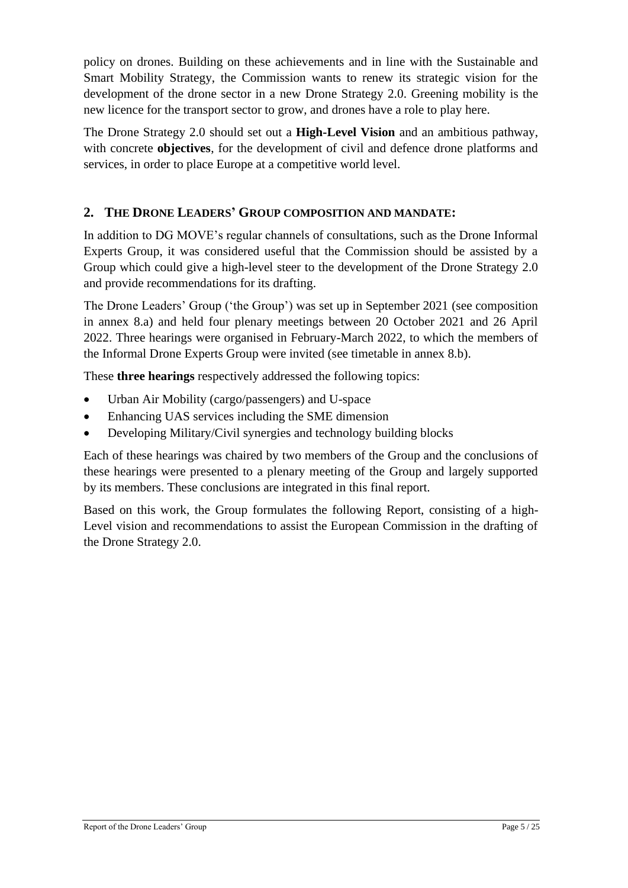policy on drones. Building on these achievements and in line with the Sustainable and Smart Mobility Strategy, the Commission wants to renew its strategic vision for the development of the drone sector in a new Drone Strategy 2.0. Greening mobility is the new licence for the transport sector to grow, and drones have a role to play here.

The Drone Strategy 2.0 should set out a **High-Level Vision** and an ambitious pathway, with concrete **objectives**, for the development of civil and defence drone platforms and services, in order to place Europe at a competitive world level.

## 2. THE DRONE LEADERS' GROUP COMPOSITION AND MANDATE:

In addition to DG MOVE's regular channels of consultations, such as the Drone Informal Experts Group, it was considered useful that the Commission should be assisted by a Group which could give a high-level steer to the development of the Drone Strategy 2.0 and provide recommendations for its drafting.

The Drone Leaders' Group ('the Group') was set up in September 2021 (see composition in annex 8.a) and held four plenary meetings between 20 October 2021 and 26 April 2022. Three hearings were organised in February-March 2022, to which the members of the Informal Drone Experts Group were invited (see timetable in annex 8.b).

These **three hearings** respectively addressed the following topics:

- Urban Air Mobility (cargo/passengers) and U-space
- Enhancing UAS services including the SME dimension
- Developing Military/Civil synergies and technology building blocks

Each of these hearings was chaired by two members of the Group and the conclusions of these hearings were presented to a plenary meeting of the Group and largely supported by its members. These conclusions are integrated in this final report.

Based on this work, the Group formulates the following Report, consisting of a high-Level vision and recommendations to assist the European Commission in the drafting of the Drone Strategy 2.0.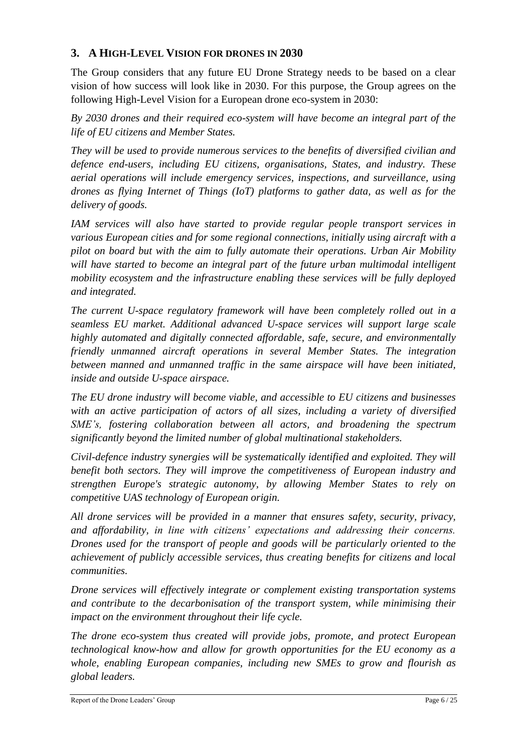## 3. A HIGH-LEVEL VISION FOR DRONES IN 2030

The Group considers that any future EU Drone Strategy needs to be based on a clear vision of how success will look like in 2030. For this purpose, the Group agrees on the following High-Level Vision for a European drone eco-system in 2030:

*By 2030 drones and their required eco-system will have become an integral part of the life of EU citizens and Member States.*

*They will be used to provide numerous services to the benefits of diversified civilian and defence end-users, including EU citizens, organisations, States, and industry. These aerial operations will include emergency services, inspections, and surveillance, using drones as flying Internet of Things (IoT) platforms to gather data, as well as for the delivery of goods.*

*IAM services will also have started to provide regular people transport services in various European cities and for some regional connections, initially using aircraft with a pilot on board but with the aim to fully automate their operations. Urban Air Mobility will have started to become an integral part of the future urban multimodal intelligent mobility ecosystem and the infrastructure enabling these services will be fully deployed and integrated.*

*The current U-space regulatory framework will have been completely rolled out in a seamless EU market. Additional advanced U-space services will support large scale highly automated and digitally connected affordable, safe, secure, and environmentally friendly unmanned aircraft operations in several Member States. The integration between manned and unmanned traffic in the same airspace will have been initiated, inside and outside U-space airspace.*

*The EU drone industry will become viable, and accessible to EU citizens and businesses with an active participation of actors of all sizes, including a variety of diversified SME's, fostering collaboration between all actors, and broadening the spectrum significantly beyond the limited number of global multinational stakeholders.*

*Civil-defence industry synergies will be systematically identified and exploited. They will benefit both sectors. They will improve the competitiveness of European industry and strengthen Europe's strategic autonomy, by allowing Member States to rely on competitive UAS technology of European origin.*

*All drone services will be provided in a manner that ensures safety, security, privacy, and affordability, in line with citizens' expectations and addressing their concerns. Drones used for the transport of people and goods will be particularly oriented to the achievement of publicly accessible services, thus creating benefits for citizens and local communities.*

*Drone services will effectively integrate or complement existing transportation systems and contribute to the decarbonisation of the transport system, while minimising their impact on the environment throughout their life cycle.*

*The drone eco-system thus created will provide jobs, promote, and protect European technological know-how and allow for growth opportunities for the EU economy as a whole, enabling European companies, including new SMEs to grow and flourish as global leaders.*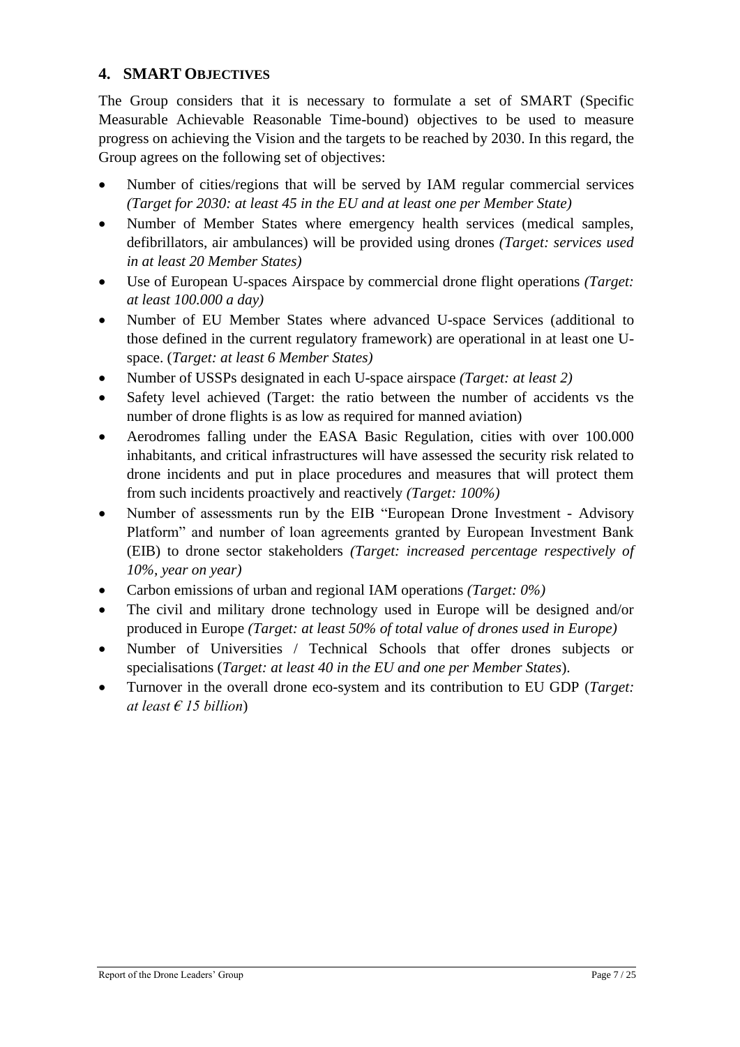## 4. SMART OBJECTIVES

The Group considers that it is necessary to formulate a set of SMART (Specific Measurable Achievable Reasonable Time-bound) objectives to be used to measure progress on achieving the Vision and the targets to be reached by 2030. In this regard, the Group agrees on the following set of objectives:

- Number of cities/regions that will be served by IAM regular commercial services *(Target for 2030: at least 45 in the EU and at least one per Member State)*
- Number of Member States where emergency health services (medical samples, defibrillators, air ambulances) will be provided using drones *(Target: services used in at least 20 Member States)*
- Use of European U-spaces Airspace by commercial drone flight operations *(Target: at least 100.000 a day)*
- Number of EU Member States where advanced U-space Services (additional to those defined in the current regulatory framework) are operational in at least one U-space. (*Target: at least 6 Member States)*
- Number of USSPs designated in each U-space airspace *(Target: at least 2)*
- Safety level achieved (Target: the ratio between the number of accidents vs the number of drone flights is as low as required for manned aviation)
- Aerodromes falling under the EASA Basic Regulation, cities with over 100.000 inhabitants, and critical infrastructures will have assessed the security risk related to drone incidents and put in place procedures and measures that will protect them from such incidents proactively and reactively *(Target: 100%)*
- Number of assessments run by the EIB "European Drone Investment - Advisory Platform" and number of loan agreements granted by European Investment Bank (EIB) to drone sector stakeholders *(Target: increased percentage respectively of 10%, year on year)*
- Carbon emissions of urban and regional IAM operations *(Target: 0%)*
- The civil and military drone technology used in Europe will be designed and/or produced in Europe *(Target: at least 50% of total value of drones used in Europe)*
- Number of Universities / Technical Schools that offer drones subjects or specialisations (*Target: at least 40 in the EU and one per Member States*).
- Turnover in the overall drone eco-system and its contribution to EU GDP (*Target: at least € 15 billion*)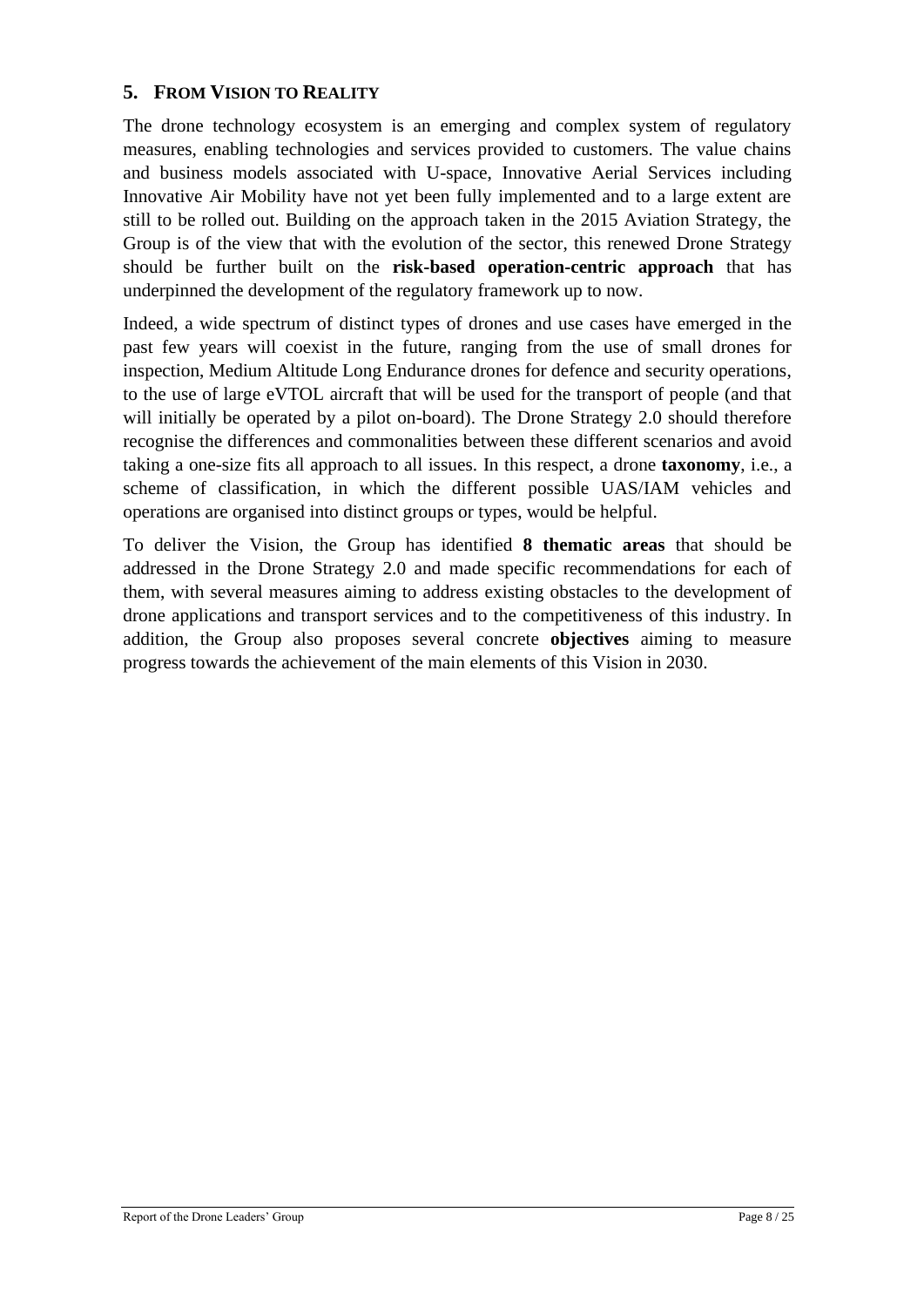## 5. From Vision to Reality

The drone technology ecosystem is an emerging and complex system of regulatory measures, enabling technologies and services provided to customers. The value chains and business models associated with U-space, Innovative Aerial Services including Innovative Air Mobility have not yet been fully implemented and to a large extent are still to be rolled out. Building on the approach taken in the 2015 Aviation Strategy, the Group is of the view that with the evolution of the sector, this renewed Drone Strategy should be further built on the **risk-based operation-centric approach** that has underpinned the development of the regulatory framework up to now.

Indeed, a wide spectrum of distinct types of drones and use cases have emerged in the past few years will coexist in the future, ranging from the use of small drones for inspection, Medium Altitude Long Endurance drones for defence and security operations, to the use of large eVTOL aircraft that will be used for the transport of people (and that will initially be operated by a pilot on-board). The Drone Strategy 2.0 should therefore recognise the differences and commonalities between these different scenarios and avoid taking a one-size fits all approach to all issues. In this respect, a drone **taxonomy**, i.e., a scheme of classification, in which the different possible UAS/IAM vehicles and operations are organised into distinct groups or types, would be helpful.

To deliver the Vision, the Group has identified **8 thematic areas** that should be addressed in the Drone Strategy 2.0 and made specific recommendations for each of them, with several measures aiming to address existing obstacles to the development of drone applications and transport services and to the competitiveness of this industry. In addition, the Group also proposes several concrete **objectives** aiming to measure progress towards the achievement of the main elements of this Vision in 2030.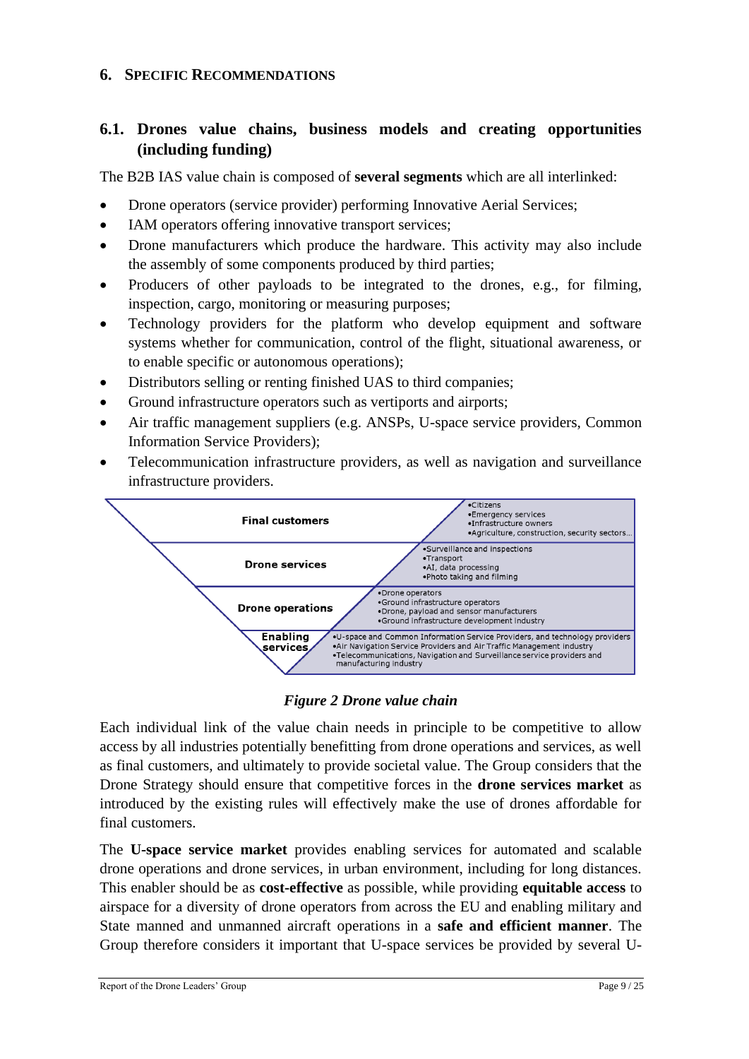# 6. SPECIFIC RECOMMENDATIONS

## 6.1. Drones value chains, business models and creating opportunities (including funding)

The B2B IAS value chain is composed of **several segments** which are all interlinked:

- Drone operators (service provider) performing Innovative Aerial Services;
- IAM operators offering innovative transport services;
- Drone manufacturers which produce the hardware. This activity may also include the assembly of some components produced by third parties;
- Producers of other payloads to be integrated to the drones, e.g., for filming, inspection, cargo, monitoring or measuring purposes;
- Technology providers for the platform who develop equipment and software systems whether for communication, control of the flight, situational awareness, or to enable specific or autonomous operations);
- Distributors selling or renting finished UAS to third companies;
- Ground infrastructure operators such as vertiports and airports;
- Air traffic management suppliers (e.g. ANSPs, U-space service providers, Common Information Service Providers);
- Telecommunication infrastructure providers, as well as navigation and surveillance infrastructure providers.

| Segment | Actors |
| --- | --- |
| **Final customers** | •Citizens<br>•Emergency services<br>•Infrastructure owners<br>•Agriculture, construction, security sectors... |
| **Drone services** | •Surveillance and inspections<br>•Transport<br>•AI, data processing<br>•Photo taking and filming |
| **Drone operations** | •Drone operators<br>•Ground infrastructure operators<br>•Drone, payload and sensor manufacturers<br>•Ground infrastructure development industry |
| **Enabling services** | •U-space and Common Information Service Providers, and technology providers<br>•Air Navigation Service Providers and Air Traffic Management industry<br>•Telecommunications, Navigation and Surveillance service providers and manufacturing industry |

*Figure 2 Drone value chain*

Each individual link of the value chain needs in principle to be competitive to allow access by all industries potentially benefitting from drone operations and services, as well as final customers, and ultimately to provide societal value. The Group considers that the Drone Strategy should ensure that competitive forces in the **drone services market** as introduced by the existing rules will effectively make the use of drones affordable for final customers.

The **U-space service market** provides enabling services for automated and scalable drone operations and drone services, in urban environment, including for long distances. This enabler should be as **cost-effective** as possible, while providing **equitable access** to airspace for a diversity of drone operators from across the EU and enabling military and State manned and unmanned aircraft operations in a **safe and efficient manner**. The Group therefore considers it important that U-space services be provided by several U-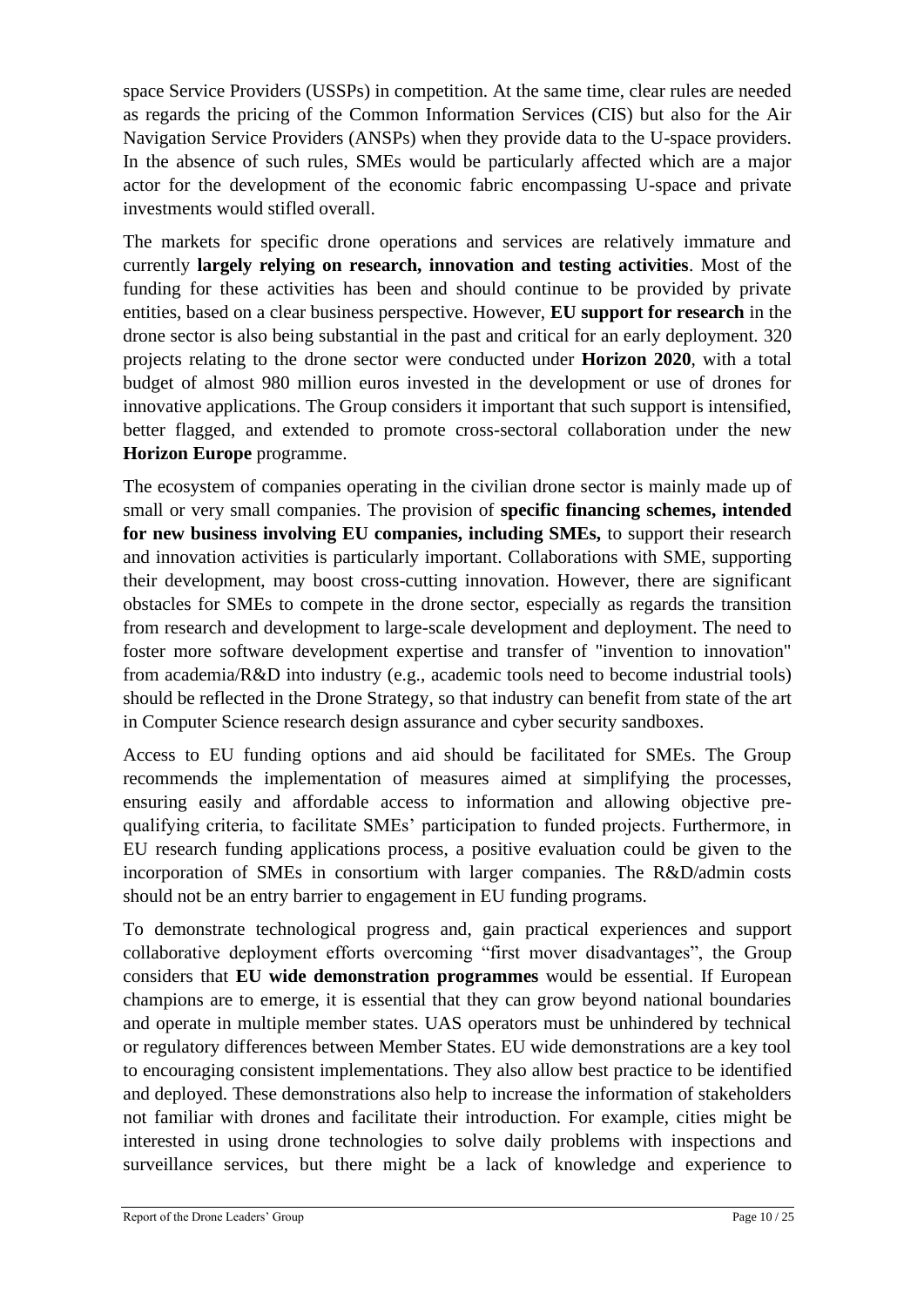space Service Providers (USSPs) in competition. At the same time, clear rules are needed as regards the pricing of the Common Information Services (CIS) but also for the Air Navigation Service Providers (ANSPs) when they provide data to the U-space providers. In the absence of such rules, SMEs would be particularly affected which are a major actor for the development of the economic fabric encompassing U-space and private investments would stifled overall.

The markets for specific drone operations and services are relatively immature and currently **largely relying on research, innovation and testing activities**. Most of the funding for these activities has been and should continue to be provided by private entities, based on a clear business perspective. However, **EU support for research** in the drone sector is also being substantial in the past and critical for an early deployment. 320 projects relating to the drone sector were conducted under **Horizon 2020**, with a total budget of almost 980 million euros invested in the development or use of drones for innovative applications. The Group considers it important that such support is intensified, better flagged, and extended to promote cross-sectoral collaboration under the new **Horizon Europe** programme.

The ecosystem of companies operating in the civilian drone sector is mainly made up of small or very small companies. The provision of **specific financing schemes, intended for new business involving EU companies, including SMEs,** to support their research and innovation activities is particularly important. Collaborations with SME, supporting their development, may boost cross-cutting innovation. However, there are significant obstacles for SMEs to compete in the drone sector, especially as regards the transition from research and development to large-scale development and deployment. The need to foster more software development expertise and transfer of "invention to innovation" from academia/R&D into industry (e.g., academic tools need to become industrial tools) should be reflected in the Drone Strategy, so that industry can benefit from state of the art in Computer Science research design assurance and cyber security sandboxes.

Access to EU funding options and aid should be facilitated for SMEs. The Group recommends the implementation of measures aimed at simplifying the processes, ensuring easily and affordable access to information and allowing objective pre-qualifying criteria, to facilitate SMEs' participation to funded projects. Furthermore, in EU research funding applications process, a positive evaluation could be given to the incorporation of SMEs in consortium with larger companies. The R&D/admin costs should not be an entry barrier to engagement in EU funding programs.

To demonstrate technological progress and, gain practical experiences and support collaborative deployment efforts overcoming "first mover disadvantages", the Group considers that **EU wide demonstration programmes** would be essential. If European champions are to emerge, it is essential that they can grow beyond national boundaries and operate in multiple member states. UAS operators must be unhindered by technical or regulatory differences between Member States. EU wide demonstrations are a key tool to encouraging consistent implementations. They also allow best practice to be identified and deployed. These demonstrations also help to increase the information of stakeholders not familiar with drones and facilitate their introduction. For example, cities might be interested in using drone technologies to solve daily problems with inspections and surveillance services, but there might be a lack of knowledge and experience to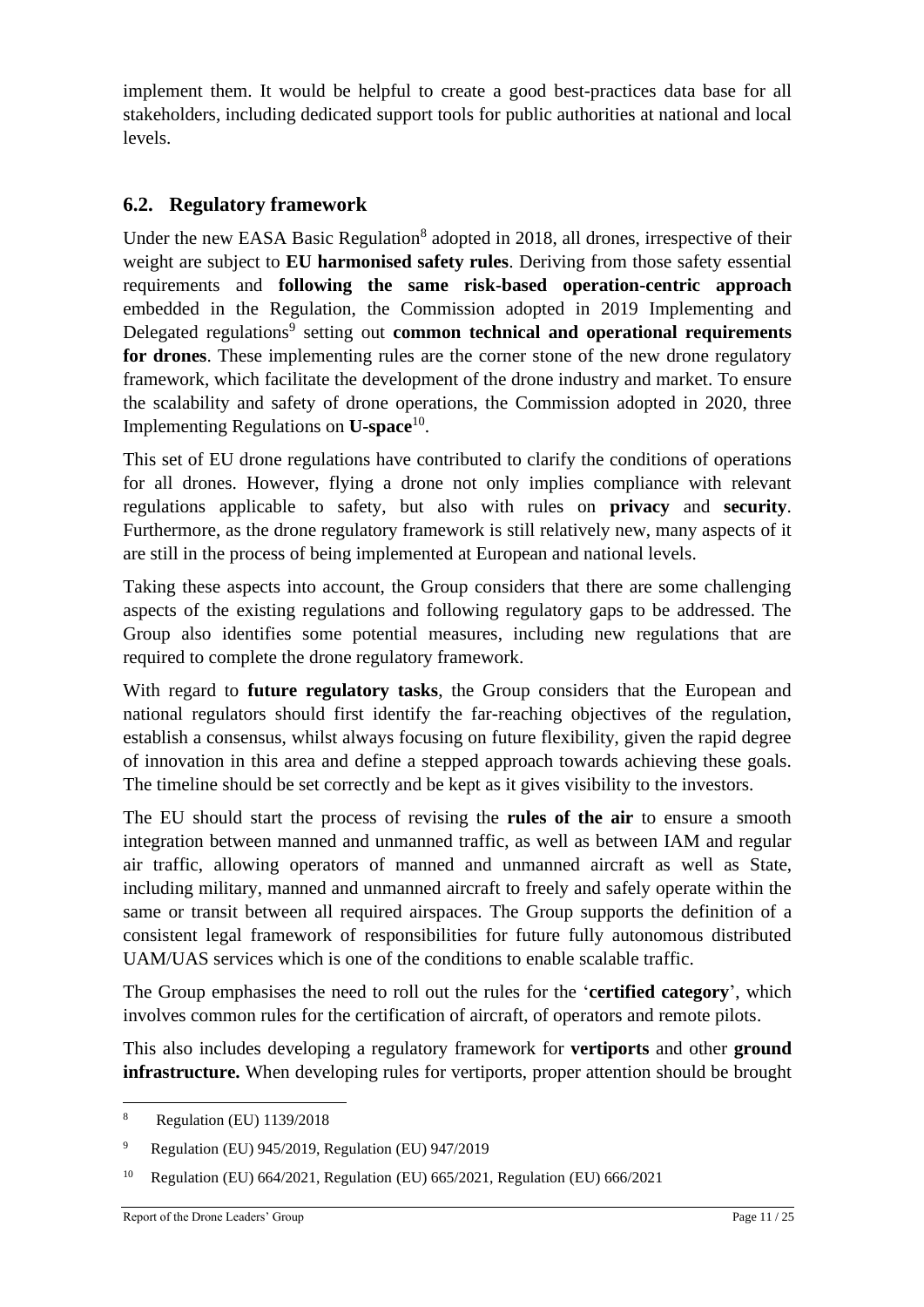implement them. It would be helpful to create a good best-practices data base for all stakeholders, including dedicated support tools for public authorities at national and local levels.

## 6.2. Regulatory framework

Under the new EASA Basic Regulation[8] adopted in 2018, all drones, irrespective of their weight are subject to **EU harmonised safety rules**. Deriving from those safety essential requirements and **following the same risk-based operation-centric approach** embedded in the Regulation, the Commission adopted in 2019 Implementing and Delegated regulations[9] setting out **common technical and operational requirements for drones**. These implementing rules are the corner stone of the new drone regulatory framework, which facilitate the development of the drone industry and market. To ensure the scalability and safety of drone operations, the Commission adopted in 2020, three Implementing Regulations on **U-space**[10].

This set of EU drone regulations have contributed to clarify the conditions of operations for all drones. However, flying a drone not only implies compliance with relevant regulations applicable to safety, but also with rules on **privacy** and **security**. Furthermore, as the drone regulatory framework is still relatively new, many aspects of it are still in the process of being implemented at European and national levels.

Taking these aspects into account, the Group considers that there are some challenging aspects of the existing regulations and following regulatory gaps to be addressed. The Group also identifies some potential measures, including new regulations that are required to complete the drone regulatory framework.

With regard to **future regulatory tasks**, the Group considers that the European and national regulators should first identify the far-reaching objectives of the regulation, establish a consensus, whilst always focusing on future flexibility, given the rapid degree of innovation in this area and define a stepped approach towards achieving these goals. The timeline should be set correctly and be kept as it gives visibility to the investors.

The EU should start the process of revising the **rules of the air** to ensure a smooth integration between manned and unmanned traffic, as well as between IAM and regular air traffic, allowing operators of manned and unmanned aircraft as well as State, including military, manned and unmanned aircraft to freely and safely operate within the same or transit between all required airspaces. The Group supports the definition of a consistent legal framework of responsibilities for future fully autonomous distributed UAM/UAS services which is one of the conditions to enable scalable traffic.

The Group emphasises the need to roll out the rules for the '**certified category**', which involves common rules for the certification of aircraft, of operators and remote pilots.

This also includes developing a regulatory framework for **vertiports** and other **ground infrastructure.** When developing rules for vertiports, proper attention should be brought

[8] Regulation (EU) 1139/2018

[9] Regulation (EU) 945/2019, Regulation (EU) 947/2019

[10] Regulation (EU) 664/2021, Regulation (EU) 665/2021, Regulation (EU) 666/2021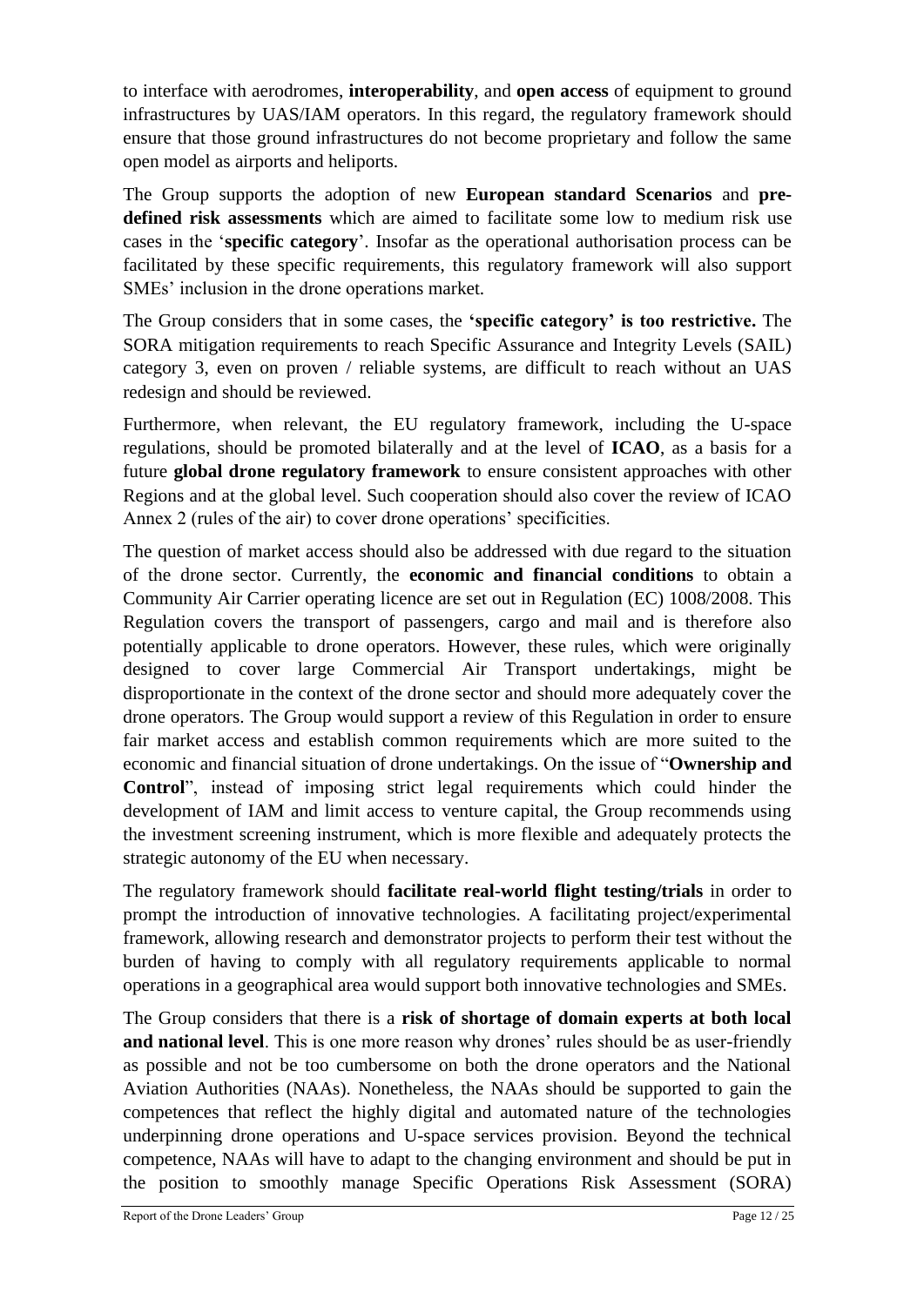to interface with aerodromes, **interoperability**, and **open access** of equipment to ground infrastructures by UAS/IAM operators. In this regard, the regulatory framework should ensure that those ground infrastructures do not become proprietary and follow the same open model as airports and heliports.

The Group supports the adoption of new **European standard Scenarios** and **pre-defined risk assessments** which are aimed to facilitate some low to medium risk use cases in the '**specific category**'. Insofar as the operational authorisation process can be facilitated by these specific requirements, this regulatory framework will also support SMEs' inclusion in the drone operations market.

The Group considers that in some cases, the **'specific category' is too restrictive.** The SORA mitigation requirements to reach Specific Assurance and Integrity Levels (SAIL) category 3, even on proven / reliable systems, are difficult to reach without an UAS redesign and should be reviewed.

Furthermore, when relevant, the EU regulatory framework, including the U-space regulations, should be promoted bilaterally and at the level of **ICAO**, as a basis for a future **global drone regulatory framework** to ensure consistent approaches with other Regions and at the global level. Such cooperation should also cover the review of ICAO Annex 2 (rules of the air) to cover drone operations' specificities.

The question of market access should also be addressed with due regard to the situation of the drone sector. Currently, the **economic and financial conditions** to obtain a Community Air Carrier operating licence are set out in Regulation (EC) 1008/2008. This Regulation covers the transport of passengers, cargo and mail and is therefore also potentially applicable to drone operators. However, these rules, which were originally designed to cover large Commercial Air Transport undertakings, might be disproportionate in the context of the drone sector and should more adequately cover the drone operators. The Group would support a review of this Regulation in order to ensure fair market access and establish common requirements which are more suited to the economic and financial situation of drone undertakings. On the issue of "**Ownership and Control**", instead of imposing strict legal requirements which could hinder the development of IAM and limit access to venture capital, the Group recommends using the investment screening instrument, which is more flexible and adequately protects the strategic autonomy of the EU when necessary.

The regulatory framework should **facilitate real-world flight testing/trials** in order to prompt the introduction of innovative technologies. A facilitating project/experimental framework, allowing research and demonstrator projects to perform their test without the burden of having to comply with all regulatory requirements applicable to normal operations in a geographical area would support both innovative technologies and SMEs.

The Group considers that there is a **risk of shortage of domain experts at both local and national level**. This is one more reason why drones' rules should be as user-friendly as possible and not be too cumbersome on both the drone operators and the National Aviation Authorities (NAAs). Nonetheless, the NAAs should be supported to gain the competences that reflect the highly digital and automated nature of the technologies underpinning drone operations and U-space services provision. Beyond the technical competence, NAAs will have to adapt to the changing environment and should be put in the position to smoothly manage Specific Operations Risk Assessment (SORA)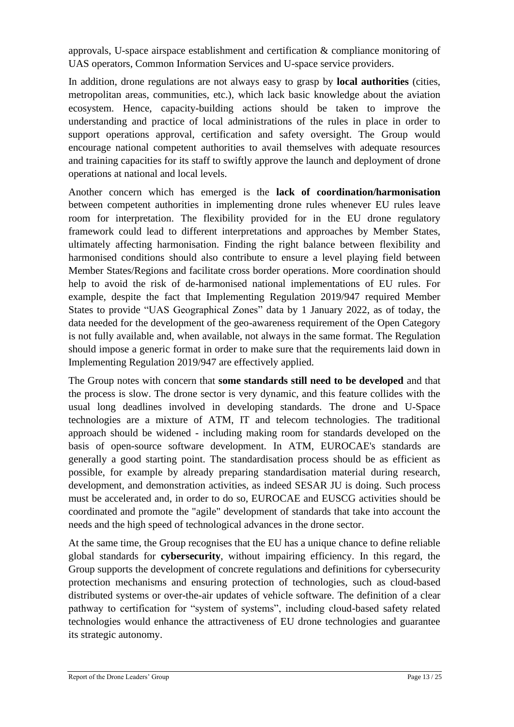approvals, U-space airspace establishment and certification & compliance monitoring of UAS operators, Common Information Services and U-space service providers.

In addition, drone regulations are not always easy to grasp by **local authorities** (cities, metropolitan areas, communities, etc.), which lack basic knowledge about the aviation ecosystem. Hence, capacity-building actions should be taken to improve the understanding and practice of local administrations of the rules in place in order to support operations approval, certification and safety oversight. The Group would encourage national competent authorities to avail themselves with adequate resources and training capacities for its staff to swiftly approve the launch and deployment of drone operations at national and local levels.

Another concern which has emerged is the **lack of coordination/harmonisation** between competent authorities in implementing drone rules whenever EU rules leave room for interpretation. The flexibility provided for in the EU drone regulatory framework could lead to different interpretations and approaches by Member States, ultimately affecting harmonisation. Finding the right balance between flexibility and harmonised conditions should also contribute to ensure a level playing field between Member States/Regions and facilitate cross border operations. More coordination should help to avoid the risk of de-harmonised national implementations of EU rules. For example, despite the fact that Implementing Regulation 2019/947 required Member States to provide "UAS Geographical Zones" data by 1 January 2022, as of today, the data needed for the development of the geo-awareness requirement of the Open Category is not fully available and, when available, not always in the same format. The Regulation should impose a generic format in order to make sure that the requirements laid down in Implementing Regulation 2019/947 are effectively applied.

The Group notes with concern that **some standards still need to be developed** and that the process is slow. The drone sector is very dynamic, and this feature collides with the usual long deadlines involved in developing standards. The drone and U-Space technologies are a mixture of ATM, IT and telecom technologies. The traditional approach should be widened - including making room for standards developed on the basis of open-source software development. In ATM, EUROCAE's standards are generally a good starting point. The standardisation process should be as efficient as possible, for example by already preparing standardisation material during research, development, and demonstration activities, as indeed SESAR JU is doing. Such process must be accelerated and, in order to do so, EUROCAE and EUSCG activities should be coordinated and promote the "agile" development of standards that take into account the needs and the high speed of technological advances in the drone sector.

At the same time, the Group recognises that the EU has a unique chance to define reliable global standards for **cybersecurity**, without impairing efficiency. In this regard, the Group supports the development of concrete regulations and definitions for cybersecurity protection mechanisms and ensuring protection of technologies, such as cloud-based distributed systems or over-the-air updates of vehicle software. The definition of a clear pathway to certification for "system of systems", including cloud-based safety related technologies would enhance the attractiveness of EU drone technologies and guarantee its strategic autonomy.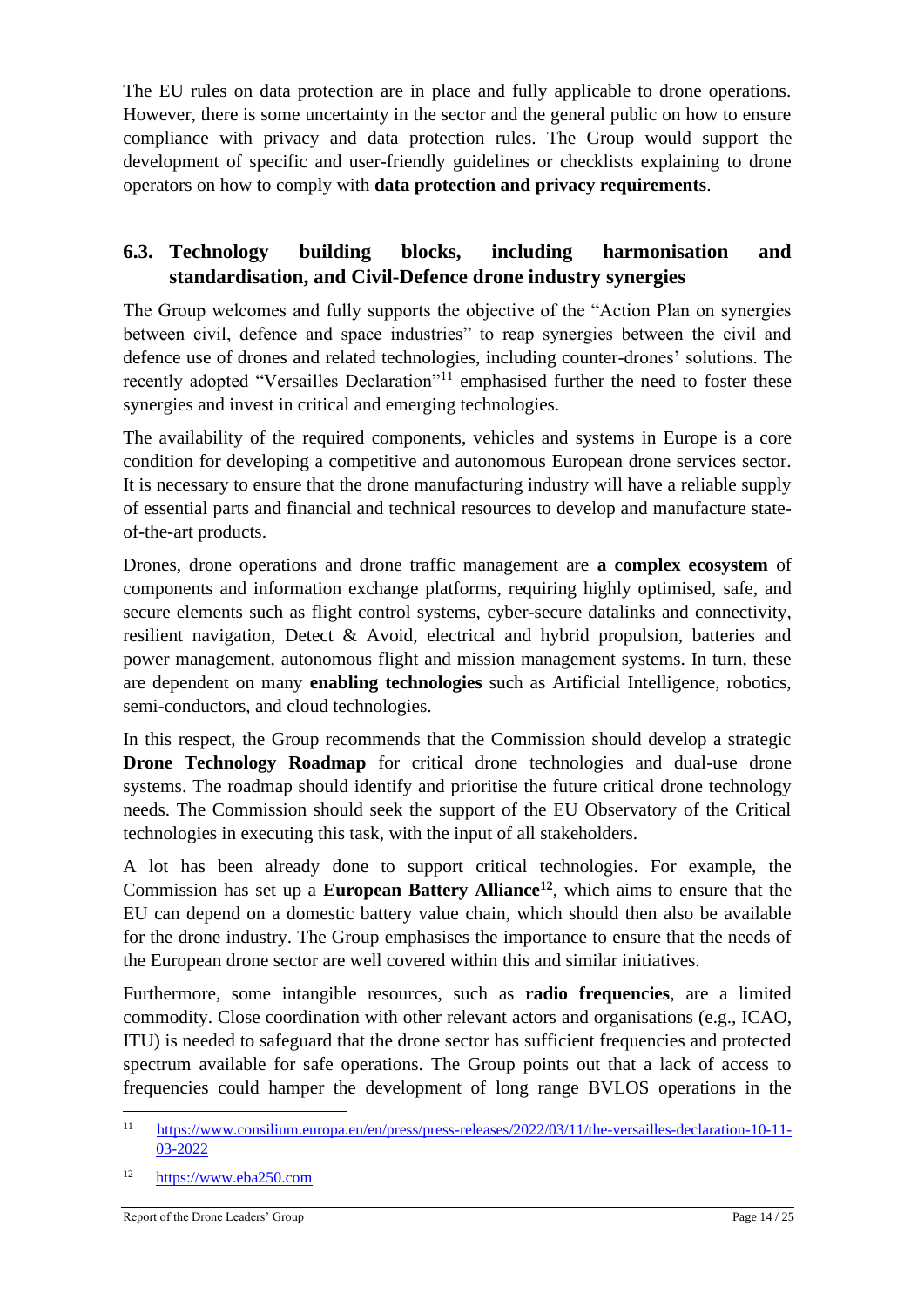The EU rules on data protection are in place and fully applicable to drone operations. However, there is some uncertainty in the sector and the general public on how to ensure compliance with privacy and data protection rules. The Group would support the development of specific and user-friendly guidelines or checklists explaining to drone operators on how to comply with **data protection and privacy requirements**.

## 6.3. Technology building blocks, including harmonisation and standardisation, and Civil-Defence drone industry synergies

The Group welcomes and fully supports the objective of the "Action Plan on synergies between civil, defence and space industries" to reap synergies between the civil and defence use of drones and related technologies, including counter-drones' solutions. The recently adopted "Versailles Declaration"[11] emphasised further the need to foster these synergies and invest in critical and emerging technologies.

The availability of the required components, vehicles and systems in Europe is a core condition for developing a competitive and autonomous European drone services sector. It is necessary to ensure that the drone manufacturing industry will have a reliable supply of essential parts and financial and technical resources to develop and manufacture state-of-the-art products.

Drones, drone operations and drone traffic management are **a complex ecosystem** of components and information exchange platforms, requiring highly optimised, safe, and secure elements such as flight control systems, cyber-secure datalinks and connectivity, resilient navigation, Detect & Avoid, electrical and hybrid propulsion, batteries and power management, autonomous flight and mission management systems. In turn, these are dependent on many **enabling technologies** such as Artificial Intelligence, robotics, semi-conductors, and cloud technologies.

In this respect, the Group recommends that the Commission should develop a strategic **Drone Technology Roadmap** for critical drone technologies and dual-use drone systems. The roadmap should identify and prioritise the future critical drone technology needs. The Commission should seek the support of the EU Observatory of the Critical technologies in executing this task, with the input of all stakeholders.

A lot has been already done to support critical technologies. For example, the Commission has set up a **European Battery Alliance**[12], which aims to ensure that the EU can depend on a domestic battery value chain, which should then also be available for the drone industry. The Group emphasises the importance to ensure that the needs of the European drone sector are well covered within this and similar initiatives.

Furthermore, some intangible resources, such as **radio frequencies**, are a limited commodity. Close coordination with other relevant actors and organisations (e.g., ICAO, ITU) is needed to safeguard that the drone sector has sufficient frequencies and protected spectrum available for safe operations. The Group points out that a lack of access to frequencies could hamper the development of long range BVLOS operations in the

---

[11] https://www.consilium.europa.eu/en/press/press-releases/2022/03/11/the-versailles-declaration-10-11-03-2022

[12] https://www.eba250.com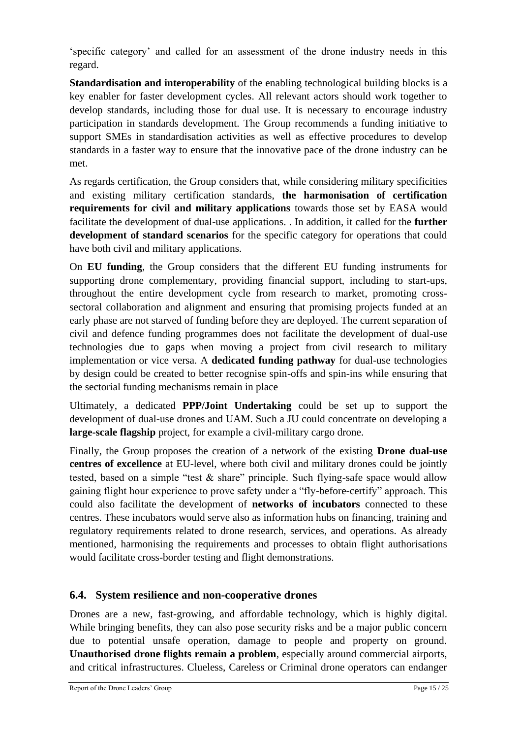'specific category' and called for an assessment of the drone industry needs in this regard.

**Standardisation and interoperability** of the enabling technological building blocks is a key enabler for faster development cycles. All relevant actors should work together to develop standards, including those for dual use. It is necessary to encourage industry participation in standards development. The Group recommends a funding initiative to support SMEs in standardisation activities as well as effective procedures to develop standards in a faster way to ensure that the innovative pace of the drone industry can be met.

As regards certification, the Group considers that, while considering military specificities and existing military certification standards, **the harmonisation of certification requirements for civil and military applications** towards those set by EASA would facilitate the development of dual-use applications. . In addition, it called for the **further development of standard scenarios** for the specific category for operations that could have both civil and military applications.

On **EU funding**, the Group considers that the different EU funding instruments for supporting drone complementary, providing financial support, including to start-ups, throughout the entire development cycle from research to market, promoting cross-sectoral collaboration and alignment and ensuring that promising projects funded at an early phase are not starved of funding before they are deployed. The current separation of civil and defence funding programmes does not facilitate the development of dual-use technologies due to gaps when moving a project from civil research to military implementation or vice versa. A **dedicated funding pathway** for dual-use technologies by design could be created to better recognise spin-offs and spin-ins while ensuring that the sectorial funding mechanisms remain in place

Ultimately, a dedicated **PPP/Joint Undertaking** could be set up to support the development of dual-use drones and UAM. Such a JU could concentrate on developing a **large-scale flagship** project, for example a civil-military cargo drone.

Finally, the Group proposes the creation of a network of the existing **Drone dual-use centres of excellence** at EU-level, where both civil and military drones could be jointly tested, based on a simple "test & share" principle. Such flying-safe space would allow gaining flight hour experience to prove safety under a "fly-before-certify" approach. This could also facilitate the development of **networks of incubators** connected to these centres. These incubators would serve also as information hubs on financing, training and regulatory requirements related to drone research, services, and operations. As already mentioned, harmonising the requirements and processes to obtain flight authorisations would facilitate cross-border testing and flight demonstrations.

## 6.4. System resilience and non-cooperative drones

Drones are a new, fast-growing, and affordable technology, which is highly digital. While bringing benefits, they can also pose security risks and be a major public concern due to potential unsafe operation, damage to people and property on ground. **Unauthorised drone flights remain a problem**, especially around commercial airports, and critical infrastructures. Clueless, Careless or Criminal drone operators can endanger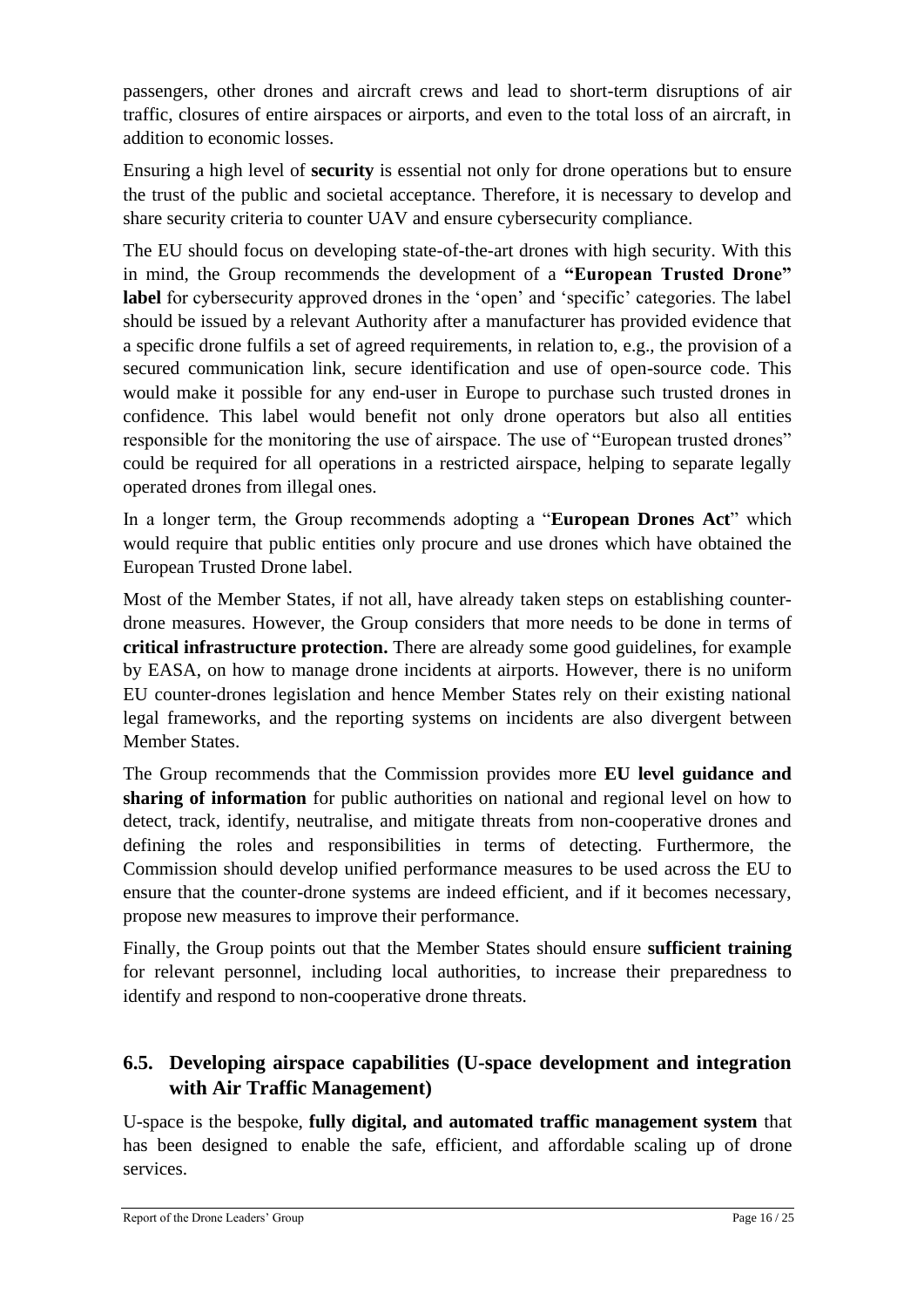passengers, other drones and aircraft crews and lead to short-term disruptions of air traffic, closures of entire airspaces or airports, and even to the total loss of an aircraft, in addition to economic losses.

Ensuring a high level of **security** is essential not only for drone operations but to ensure the trust of the public and societal acceptance. Therefore, it is necessary to develop and share security criteria to counter UAV and ensure cybersecurity compliance.

The EU should focus on developing state-of-the-art drones with high security. With this in mind, the Group recommends the development of a **"European Trusted Drone" label** for cybersecurity approved drones in the 'open' and 'specific' categories. The label should be issued by a relevant Authority after a manufacturer has provided evidence that a specific drone fulfils a set of agreed requirements, in relation to, e.g., the provision of a secured communication link, secure identification and use of open-source code. This would make it possible for any end-user in Europe to purchase such trusted drones in confidence. This label would benefit not only drone operators but also all entities responsible for the monitoring the use of airspace. The use of "European trusted drones" could be required for all operations in a restricted airspace, helping to separate legally operated drones from illegal ones.

In a longer term, the Group recommends adopting a "**European Drones Act**" which would require that public entities only procure and use drones which have obtained the European Trusted Drone label.

Most of the Member States, if not all, have already taken steps on establishing counter-drone measures. However, the Group considers that more needs to be done in terms of **critical infrastructure protection.** There are already some good guidelines, for example by EASA, on how to manage drone incidents at airports. However, there is no uniform EU counter-drones legislation and hence Member States rely on their existing national legal frameworks, and the reporting systems on incidents are also divergent between Member States.

The Group recommends that the Commission provides more **EU level guidance and sharing of information** for public authorities on national and regional level on how to detect, track, identify, neutralise, and mitigate threats from non-cooperative drones and defining the roles and responsibilities in terms of detecting. Furthermore, the Commission should develop unified performance measures to be used across the EU to ensure that the counter-drone systems are indeed efficient, and if it becomes necessary, propose new measures to improve their performance.

Finally, the Group points out that the Member States should ensure **sufficient training** for relevant personnel, including local authorities, to increase their preparedness to identify and respond to non-cooperative drone threats.

## 6.5. Developing airspace capabilities (U-space development and integration with Air Traffic Management)

U-space is the bespoke, **fully digital, and automated traffic management system** that has been designed to enable the safe, efficient, and affordable scaling up of drone services.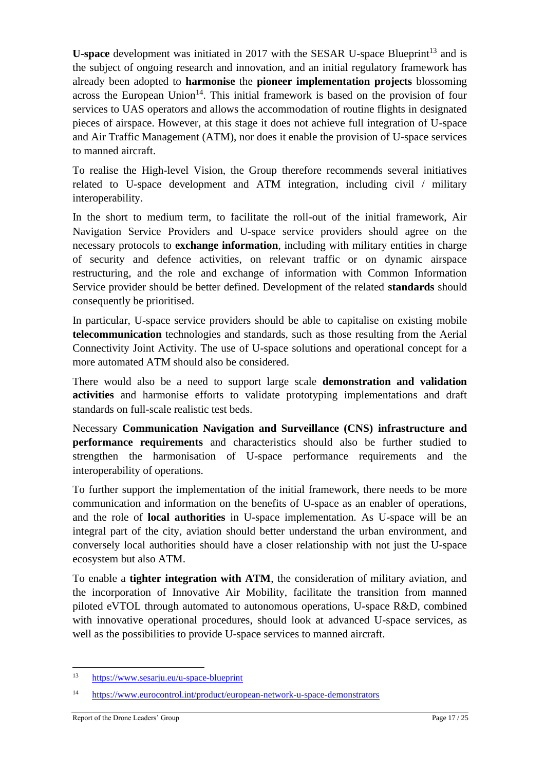**U-space** development was initiated in 2017 with the SESAR U-space Blueprint[13] and is the subject of ongoing research and innovation, and an initial regulatory framework has already been adopted to **harmonise** the **pioneer implementation projects** blossoming across the European Union[14]. This initial framework is based on the provision of four services to UAS operators and allows the accommodation of routine flights in designated pieces of airspace. However, at this stage it does not achieve full integration of U-space and Air Traffic Management (ATM), nor does it enable the provision of U-space services to manned aircraft.

To realise the High-level Vision, the Group therefore recommends several initiatives related to U-space development and ATM integration, including civil / military interoperability.

In the short to medium term, to facilitate the roll-out of the initial framework, Air Navigation Service Providers and U-space service providers should agree on the necessary protocols to **exchange information**, including with military entities in charge of security and defence activities, on relevant traffic or on dynamic airspace restructuring, and the role and exchange of information with Common Information Service provider should be better defined. Development of the related **standards** should consequently be prioritised.

In particular, U-space service providers should be able to capitalise on existing mobile **telecommunication** technologies and standards, such as those resulting from the Aerial Connectivity Joint Activity. The use of U-space solutions and operational concept for a more automated ATM should also be considered.

There would also be a need to support large scale **demonstration and validation activities** and harmonise efforts to validate prototyping implementations and draft standards on full-scale realistic test beds.

Necessary **Communication Navigation and Surveillance (CNS) infrastructure and performance requirements** and characteristics should also be further studied to strengthen the harmonisation of U-space performance requirements and the interoperability of operations.

To further support the implementation of the initial framework, there needs to be more communication and information on the benefits of U-space as an enabler of operations, and the role of **local authorities** in U-space implementation. As U-space will be an integral part of the city, aviation should better understand the urban environment, and conversely local authorities should have a closer relationship with not just the U-space ecosystem but also ATM.

To enable a **tighter integration with ATM**, the consideration of military aviation, and the incorporation of Innovative Air Mobility, facilitate the transition from manned piloted eVTOL through automated to autonomous operations, U-space R&D, combined with innovative operational procedures, should look at advanced U-space services, as well as the possibilities to provide U-space services to manned aircraft.

---

[13] https://www.sesarju.eu/u-space-blueprint

[14] https://www.eurocontrol.int/product/european-network-u-space-demonstrators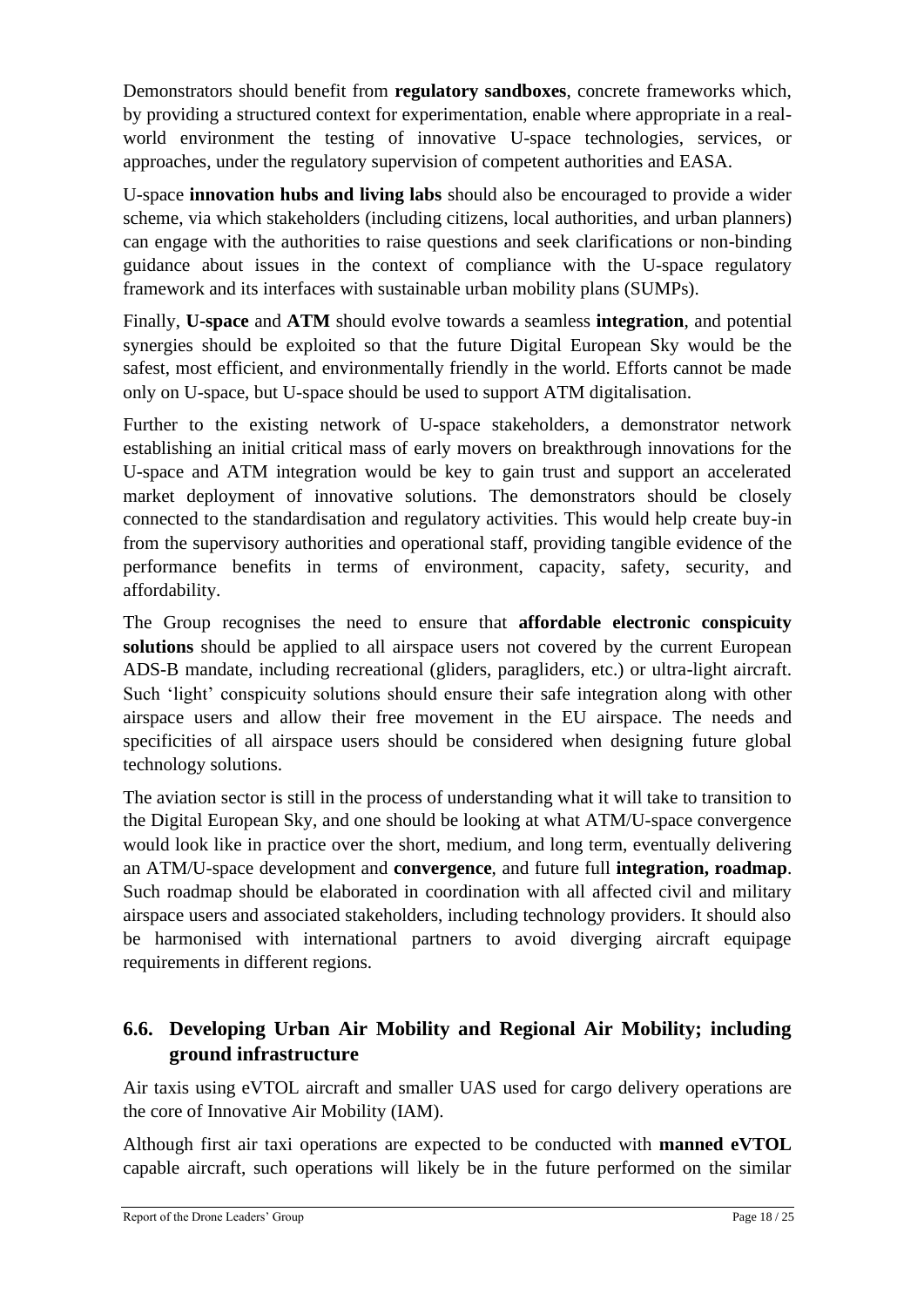Demonstrators should benefit from **regulatory sandboxes**, concrete frameworks which, by providing a structured context for experimentation, enable where appropriate in a real-world environment the testing of innovative U-space technologies, services, or approaches, under the regulatory supervision of competent authorities and EASA.

U-space **innovation hubs and living labs** should also be encouraged to provide a wider scheme, via which stakeholders (including citizens, local authorities, and urban planners) can engage with the authorities to raise questions and seek clarifications or non-binding guidance about issues in the context of compliance with the U-space regulatory framework and its interfaces with sustainable urban mobility plans (SUMPs).

Finally, **U-space** and **ATM** should evolve towards a seamless **integration**, and potential synergies should be exploited so that the future Digital European Sky would be the safest, most efficient, and environmentally friendly in the world. Efforts cannot be made only on U-space, but U-space should be used to support ATM digitalisation.

Further to the existing network of U-space stakeholders, a demonstrator network establishing an initial critical mass of early movers on breakthrough innovations for the U-space and ATM integration would be key to gain trust and support an accelerated market deployment of innovative solutions. The demonstrators should be closely connected to the standardisation and regulatory activities. This would help create buy-in from the supervisory authorities and operational staff, providing tangible evidence of the performance benefits in terms of environment, capacity, safety, security, and affordability.

The Group recognises the need to ensure that **affordable electronic conspicuity solutions** should be applied to all airspace users not covered by the current European ADS-B mandate, including recreational (gliders, paragliders, etc.) or ultra-light aircraft. Such 'light' conspicuity solutions should ensure their safe integration along with other airspace users and allow their free movement in the EU airspace. The needs and specificities of all airspace users should be considered when designing future global technology solutions.

The aviation sector is still in the process of understanding what it will take to transition to the Digital European Sky, and one should be looking at what ATM/U-space convergence would look like in practice over the short, medium, and long term, eventually delivering an ATM/U-space development and **convergence**, and future full **integration, roadmap**. Such roadmap should be elaborated in coordination with all affected civil and military airspace users and associated stakeholders, including technology providers. It should also be harmonised with international partners to avoid diverging aircraft equipage requirements in different regions.

## 6.6. Developing Urban Air Mobility and Regional Air Mobility; including ground infrastructure

Air taxis using eVTOL aircraft and smaller UAS used for cargo delivery operations are the core of Innovative Air Mobility (IAM).

Although first air taxi operations are expected to be conducted with **manned eVTOL** capable aircraft, such operations will likely be in the future performed on the similar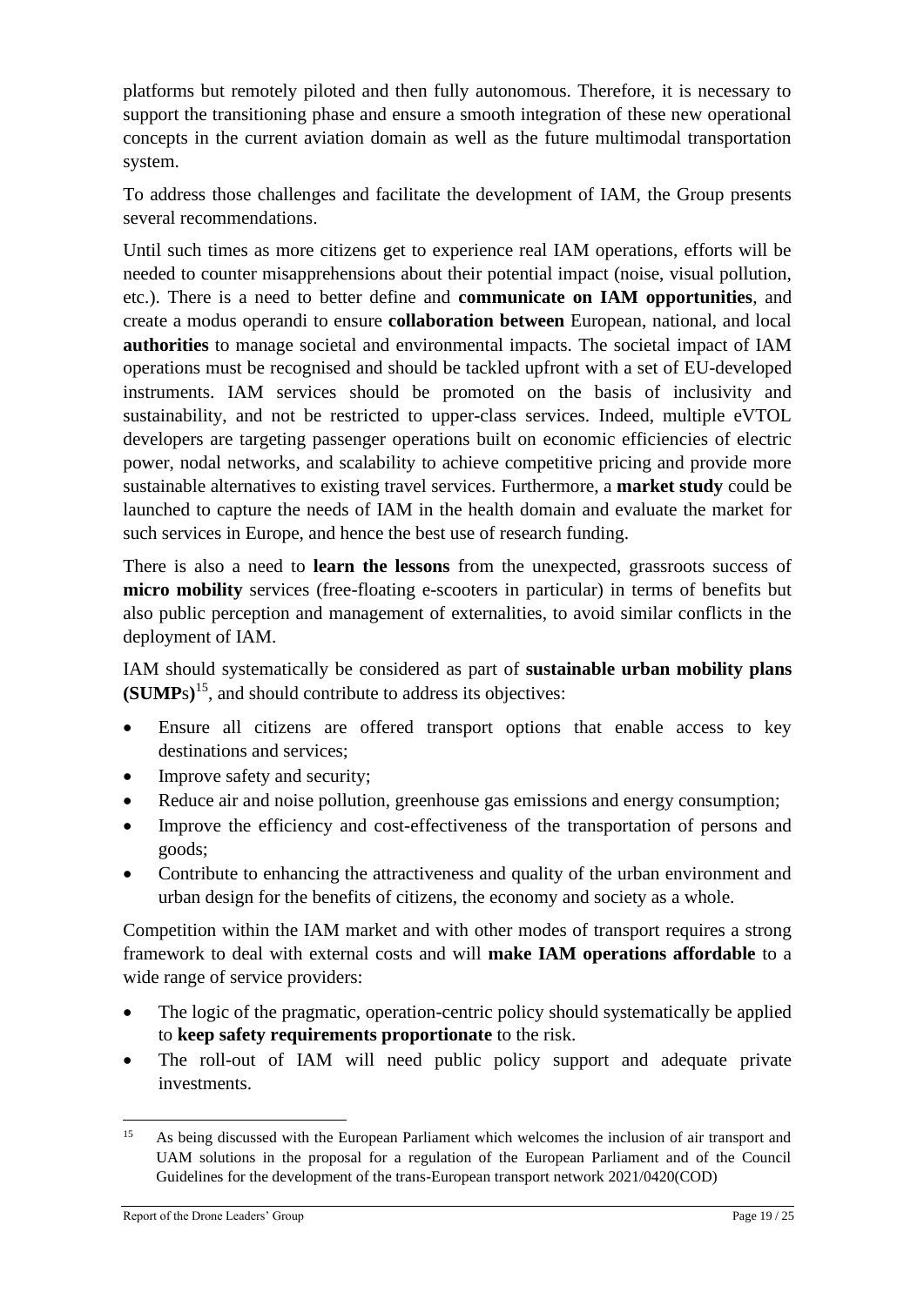platforms but remotely piloted and then fully autonomous. Therefore, it is necessary to support the transitioning phase and ensure a smooth integration of these new operational concepts in the current aviation domain as well as the future multimodal transportation system.

To address those challenges and facilitate the development of IAM, the Group presents several recommendations.

Until such times as more citizens get to experience real IAM operations, efforts will be needed to counter misapprehensions about their potential impact (noise, visual pollution, etc.). There is a need to better define and **communicate on IAM opportunities**, and create a modus operandi to ensure **collaboration between** European, national, and local **authorities** to manage societal and environmental impacts. The societal impact of IAM operations must be recognised and should be tackled upfront with a set of EU-developed instruments. IAM services should be promoted on the basis of inclusivity and sustainability, and not be restricted to upper-class services. Indeed, multiple eVTOL developers are targeting passenger operations built on economic efficiencies of electric power, nodal networks, and scalability to achieve competitive pricing and provide more sustainable alternatives to existing travel services. Furthermore, a **market study** could be launched to capture the needs of IAM in the health domain and evaluate the market for such services in Europe, and hence the best use of research funding.

There is also a need to **learn the lessons** from the unexpected, grassroots success of **micro mobility** services (free-floating e-scooters in particular) in terms of benefits but also public perception and management of externalities, to avoid similar conflicts in the deployment of IAM.

IAM should systematically be considered as part of **sustainable urban mobility plans (SUMPs)**[15], and should contribute to address its objectives:

- Ensure all citizens are offered transport options that enable access to key destinations and services;
- Improve safety and security;
- Reduce air and noise pollution, greenhouse gas emissions and energy consumption;
- Improve the efficiency and cost-effectiveness of the transportation of persons and goods;
- Contribute to enhancing the attractiveness and quality of the urban environment and urban design for the benefits of citizens, the economy and society as a whole.

Competition within the IAM market and with other modes of transport requires a strong framework to deal with external costs and will **make IAM operations affordable** to a wide range of service providers:

- The logic of the pragmatic, operation-centric policy should systematically be applied to **keep safety requirements proportionate** to the risk.
- The roll-out of IAM will need public policy support and adequate private investments.

---

[15] As being discussed with the European Parliament which welcomes the inclusion of air transport and UAM solutions in the proposal for a regulation of the European Parliament and of the Council Guidelines for the development of the trans-European transport network 2021/0420(COD)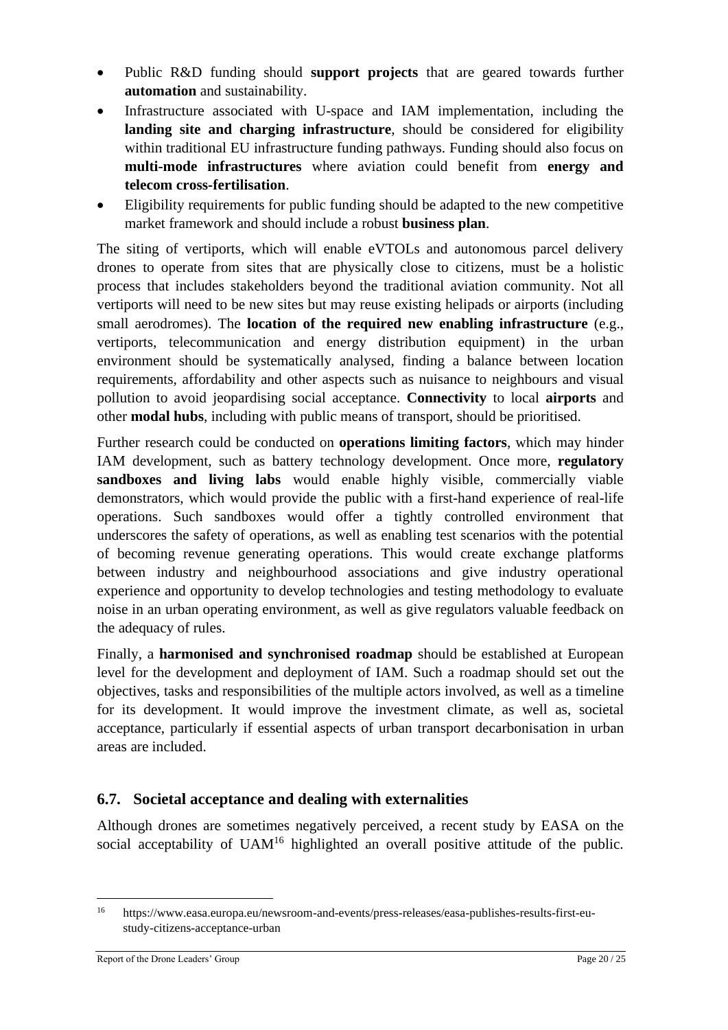- Public R&D funding should **support projects** that are geared towards further **automation** and sustainability.
- Infrastructure associated with U-space and IAM implementation, including the **landing site and charging infrastructure**, should be considered for eligibility within traditional EU infrastructure funding pathways. Funding should also focus on **multi-mode infrastructures** where aviation could benefit from **energy and telecom cross-fertilisation**.
- Eligibility requirements for public funding should be adapted to the new competitive market framework and should include a robust **business plan**.

The siting of vertiports, which will enable eVTOLs and autonomous parcel delivery drones to operate from sites that are physically close to citizens, must be a holistic process that includes stakeholders beyond the traditional aviation community. Not all vertiports will need to be new sites but may reuse existing helipads or airports (including small aerodromes). The **location of the required new enabling infrastructure** (e.g., vertiports, telecommunication and energy distribution equipment) in the urban environment should be systematically analysed, finding a balance between location requirements, affordability and other aspects such as nuisance to neighbours and visual pollution to avoid jeopardising social acceptance. **Connectivity** to local **airports** and other **modal hubs**, including with public means of transport, should be prioritised.

Further research could be conducted on **operations limiting factors**, which may hinder IAM development, such as battery technology development. Once more, **regulatory sandboxes and living labs** would enable highly visible, commercially viable demonstrators, which would provide the public with a first-hand experience of real-life operations. Such sandboxes would offer a tightly controlled environment that underscores the safety of operations, as well as enabling test scenarios with the potential of becoming revenue generating operations. This would create exchange platforms between industry and neighbourhood associations and give industry operational experience and opportunity to develop technologies and testing methodology to evaluate noise in an urban operating environment, as well as give regulators valuable feedback on the adequacy of rules.

Finally, a **harmonised and synchronised roadmap** should be established at European level for the development and deployment of IAM. Such a roadmap should set out the objectives, tasks and responsibilities of the multiple actors involved, as well as a timeline for its development. It would improve the investment climate, as well as, societal acceptance, particularly if essential aspects of urban transport decarbonisation in urban areas are included.

## 6.7. Societal acceptance and dealing with externalities

Although drones are sometimes negatively perceived, a recent study by EASA on the social acceptability of UAM[16] highlighted an overall positive attitude of the public.

[16] https://www.easa.europa.eu/newsroom-and-events/press-releases/easa-publishes-results-first-eu-study-citizens-acceptance-urban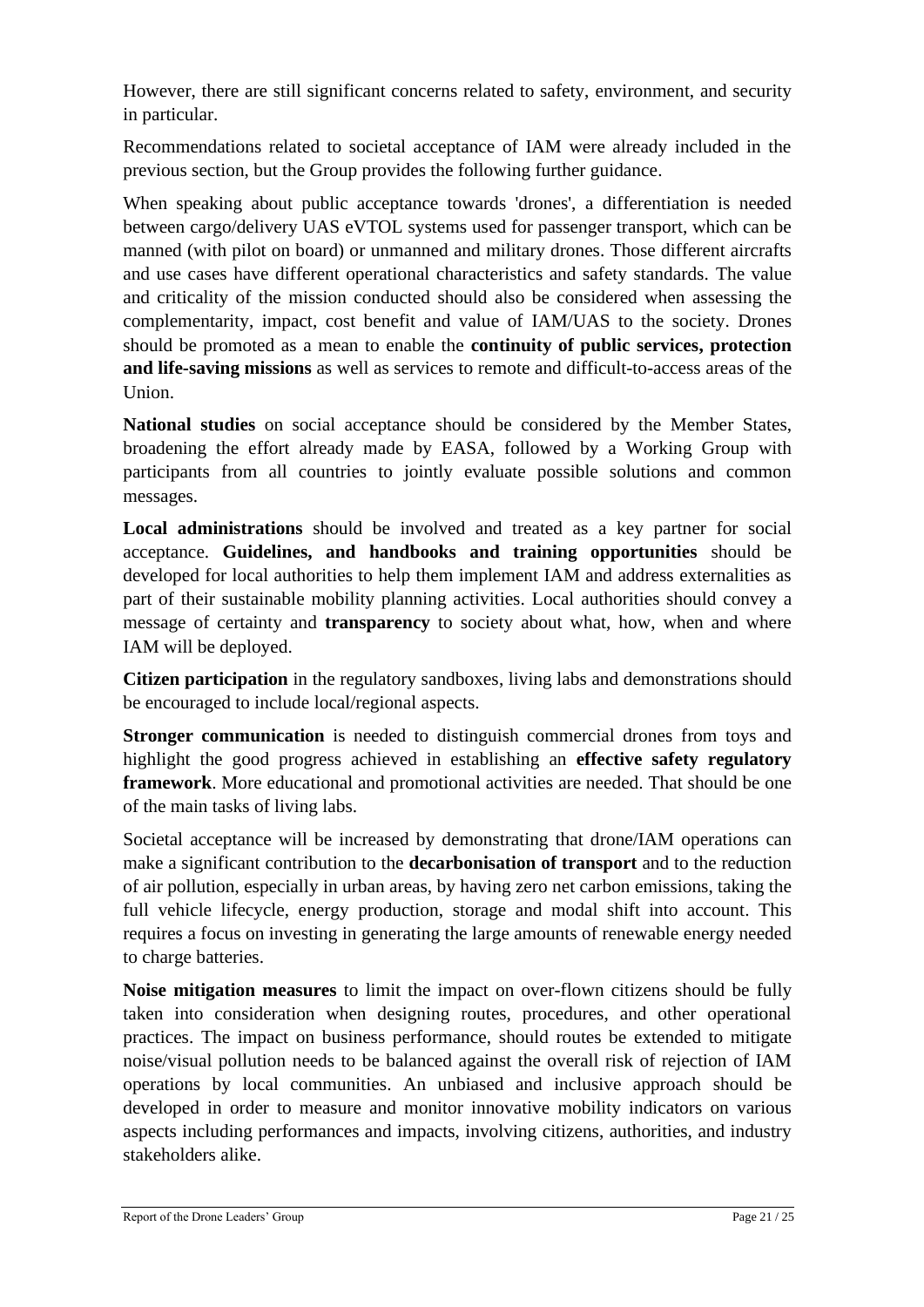However, there are still significant concerns related to safety, environment, and security in particular.

Recommendations related to societal acceptance of IAM were already included in the previous section, but the Group provides the following further guidance.

When speaking about public acceptance towards 'drones', a differentiation is needed between cargo/delivery UAS eVTOL systems used for passenger transport, which can be manned (with pilot on board) or unmanned and military drones. Those different aircrafts and use cases have different operational characteristics and safety standards. The value and criticality of the mission conducted should also be considered when assessing the complementarity, impact, cost benefit and value of IAM/UAS to the society. Drones should be promoted as a mean to enable the **continuity of public services, protection and life-saving missions** as well as services to remote and difficult-to-access areas of the Union.

**National studies** on social acceptance should be considered by the Member States, broadening the effort already made by EASA, followed by a Working Group with participants from all countries to jointly evaluate possible solutions and common messages.

**Local administrations** should be involved and treated as a key partner for social acceptance. **Guidelines, and handbooks and training opportunities** should be developed for local authorities to help them implement IAM and address externalities as part of their sustainable mobility planning activities. Local authorities should convey a message of certainty and **transparency** to society about what, how, when and where IAM will be deployed.

**Citizen participation** in the regulatory sandboxes, living labs and demonstrations should be encouraged to include local/regional aspects.

**Stronger communication** is needed to distinguish commercial drones from toys and highlight the good progress achieved in establishing an **effective safety regulatory framework**. More educational and promotional activities are needed. That should be one of the main tasks of living labs.

Societal acceptance will be increased by demonstrating that drone/IAM operations can make a significant contribution to the **decarbonisation of transport** and to the reduction of air pollution, especially in urban areas, by having zero net carbon emissions, taking the full vehicle lifecycle, energy production, storage and modal shift into account. This requires a focus on investing in generating the large amounts of renewable energy needed to charge batteries.

**Noise mitigation measures** to limit the impact on over-flown citizens should be fully taken into consideration when designing routes, procedures, and other operational practices. The impact on business performance, should routes be extended to mitigate noise/visual pollution needs to be balanced against the overall risk of rejection of IAM operations by local communities. An unbiased and inclusive approach should be developed in order to measure and monitor innovative mobility indicators on various aspects including performances and impacts, involving citizens, authorities, and industry stakeholders alike.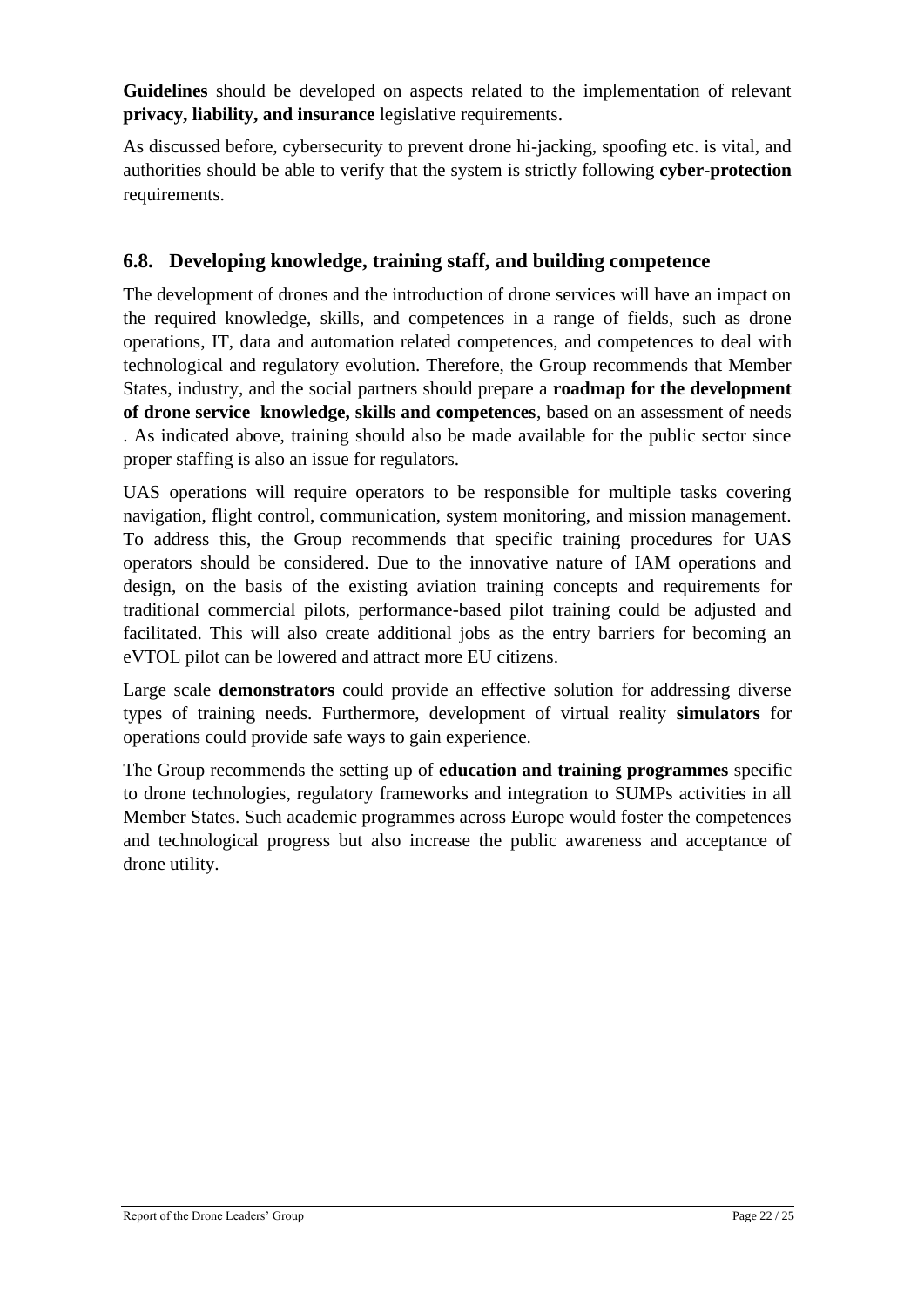**Guidelines** should be developed on aspects related to the implementation of relevant **privacy, liability, and insurance** legislative requirements.

As discussed before, cybersecurity to prevent drone hi-jacking, spoofing etc. is vital, and authorities should be able to verify that the system is strictly following **cyber-protection** requirements.

## 6.8. Developing knowledge, training staff, and building competence

The development of drones and the introduction of drone services will have an impact on the required knowledge, skills, and competences in a range of fields, such as drone operations, IT, data and automation related competences, and competences to deal with technological and regulatory evolution. Therefore, the Group recommends that Member States, industry, and the social partners should prepare a **roadmap for the development of drone service knowledge, skills and competences**, based on an assessment of needs . As indicated above, training should also be made available for the public sector since proper staffing is also an issue for regulators.

UAS operations will require operators to be responsible for multiple tasks covering navigation, flight control, communication, system monitoring, and mission management. To address this, the Group recommends that specific training procedures for UAS operators should be considered. Due to the innovative nature of IAM operations and design, on the basis of the existing aviation training concepts and requirements for traditional commercial pilots, performance-based pilot training could be adjusted and facilitated. This will also create additional jobs as the entry barriers for becoming an eVTOL pilot can be lowered and attract more EU citizens.

Large scale **demonstrators** could provide an effective solution for addressing diverse types of training needs. Furthermore, development of virtual reality **simulators** for operations could provide safe ways to gain experience.

The Group recommends the setting up of **education and training programmes** specific to drone technologies, regulatory frameworks and integration to SUMPs activities in all Member States. Such academic programmes across Europe would foster the competences and technological progress but also increase the public awareness and acceptance of drone utility.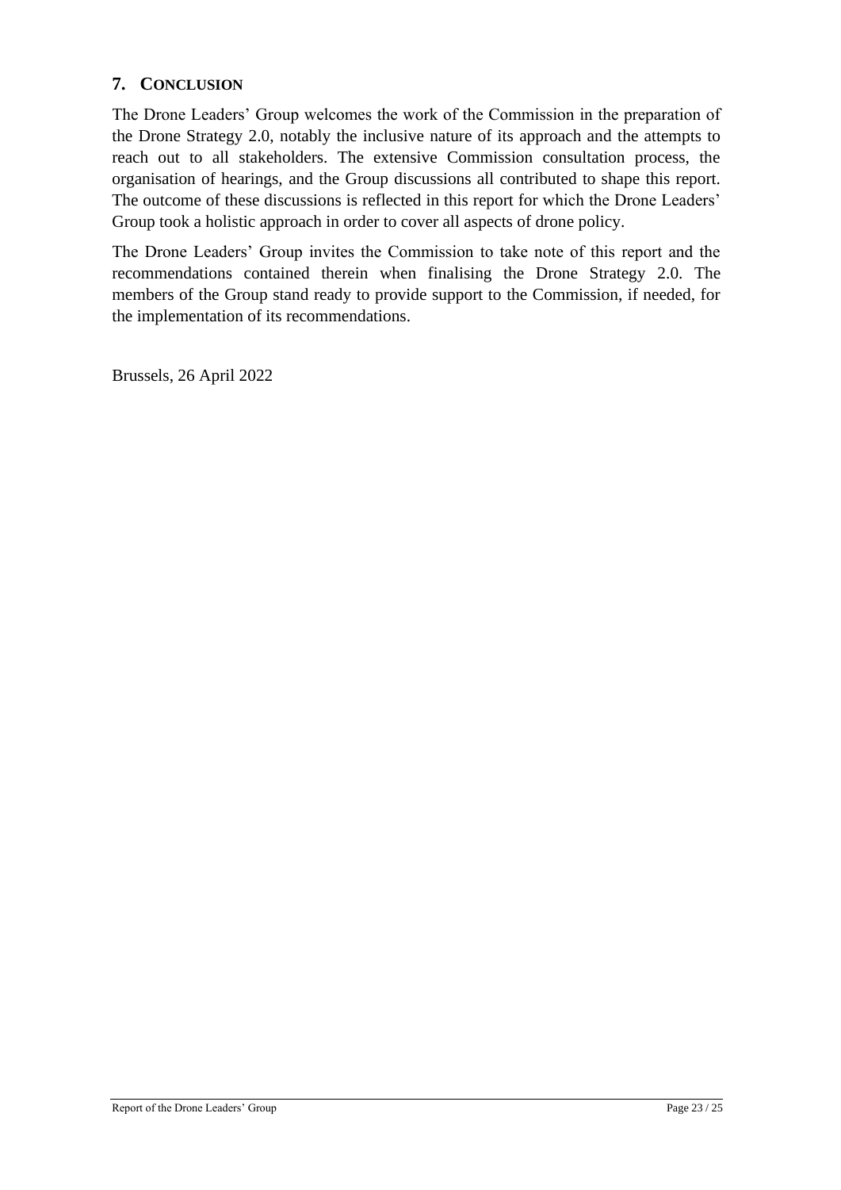## 7. CONCLUSION

The Drone Leaders' Group welcomes the work of the Commission in the preparation of the Drone Strategy 2.0, notably the inclusive nature of its approach and the attempts to reach out to all stakeholders. The extensive Commission consultation process, the organisation of hearings, and the Group discussions all contributed to shape this report. The outcome of these discussions is reflected in this report for which the Drone Leaders' Group took a holistic approach in order to cover all aspects of drone policy.

The Drone Leaders' Group invites the Commission to take note of this report and the recommendations contained therein when finalising the Drone Strategy 2.0. The members of the Group stand ready to provide support to the Commission, if needed, for the implementation of its recommendations.

Brussels, 26 April 2022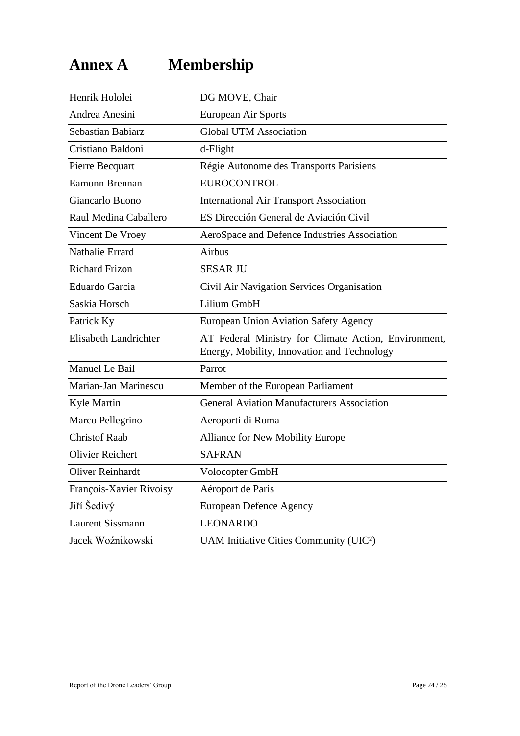# Annex A Membership

| | |
|---|---|
| Henrik Hololei | DG MOVE, Chair |
| Andrea Anesini | European Air Sports |
| Sebastian Babiarz | Global UTM Association |
| Cristiano Baldoni | d-Flight |
| Pierre Becquart | Régie Autonome des Transports Parisiens |
| Eamonn Brennan | EUROCONTROL |
| Giancarlo Buono | International Air Transport Association |
| Raul Medina Caballero | ES Dirección General de Aviación Civil |
| Vincent De Vroey | AeroSpace and Defence Industries Association |
| Nathalie Errard | Airbus |
| Richard Frizon | SESAR JU |
| Eduardo Garcia | Civil Air Navigation Services Organisation |
| Saskia Horsch | Lilium GmbH |
| Patrick Ky | European Union Aviation Safety Agency |
| Elisabeth Landrichter | AT Federal Ministry for Climate Action, Environment, Energy, Mobility, Innovation and Technology |
| Manuel Le Bail | Parrot |
| Marian-Jan Marinescu | Member of the European Parliament |
| Kyle Martin | General Aviation Manufacturers Association |
| Marco Pellegrino | Aeroporti di Roma |
| Christof Raab | Alliance for New Mobility Europe |
| Olivier Reichert | SAFRAN |
| Oliver Reinhardt | Volocopter GmbH |
| François-Xavier Rivoisy | Aéroport de Paris |
| Jiří Šedivý | European Defence Agency |
| Laurent Sissmann | LEONARDO |
| Jacek Woźnikowski | UAM Initiative Cities Community (UIC²) |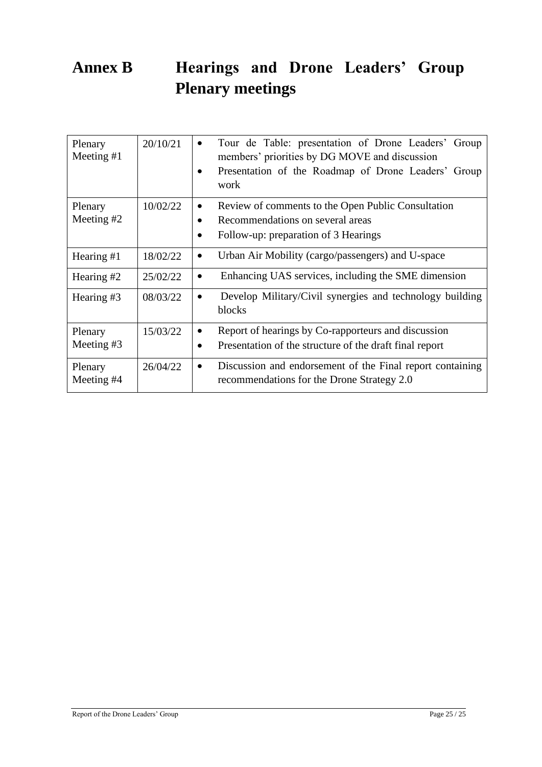# Annex B Hearings and Drone Leaders' Group Plenary meetings

| | | |
|---|---|---|
| Plenary Meeting #1 | 20/10/21 | • Tour de Table: presentation of Drone Leaders' Group members' priorities by DG MOVE and discussion<br>• Presentation of the Roadmap of Drone Leaders' Group work |
| Plenary Meeting #2 | 10/02/22 | • Review of comments to the Open Public Consultation<br>• Recommendations on several areas<br>• Follow-up: preparation of 3 Hearings |
| Hearing #1 | 18/02/22 | • Urban Air Mobility (cargo/passengers) and U-space |
| Hearing #2 | 25/02/22 | • Enhancing UAS services, including the SME dimension |
| Hearing #3 | 08/03/22 | • Develop Military/Civil synergies and technology building blocks |
| Plenary Meeting #3 | 15/03/22 | • Report of hearings by Co-rapporteurs and discussion<br>• Presentation of the structure of the draft final report |
| Plenary Meeting #4 | 26/04/22 | • Discussion and endorsement of the Final report containing recommendations for the Drone Strategy 2.0 |